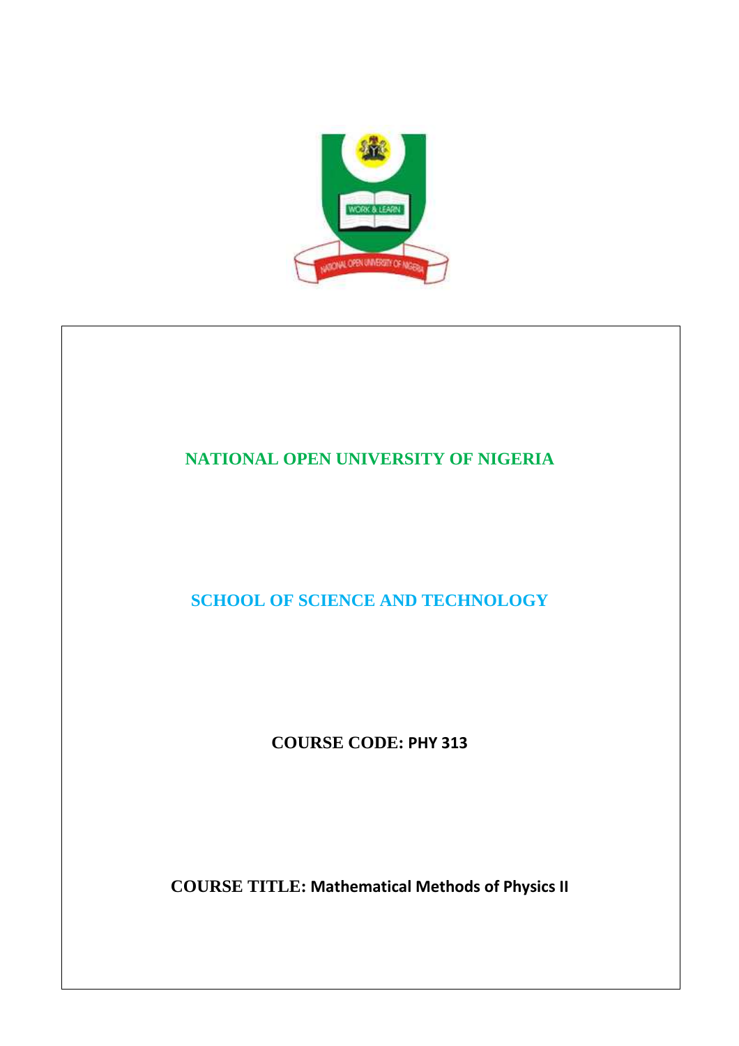# NATIONAL OPEN UNIVERSITY OF NIGERIA

## SCHOOL OF SCIENCE AND TECHNOLOGY

**COURSE CODE: PHY 313**

**COURSE TITLE: Mathematical Methods of Physics II**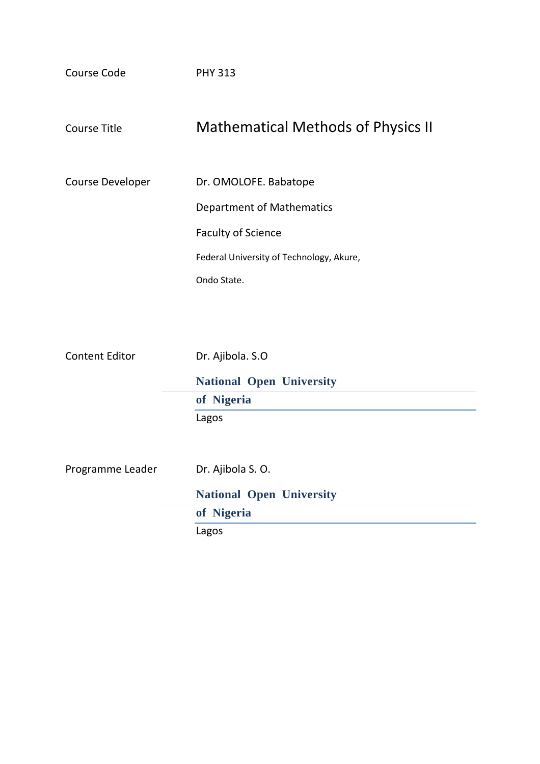| | |
|---|---|
| Course Code | PHY 313 |
| Course Title | Mathematical Methods of Physics II |
| Course Developer | Dr. OMOLOFE. Babatope<br>Department of Mathematics<br>Faculty of Science<br>Federal University of Technology, Akure,<br>Ondo State. |
| Content Editor | Dr. Ajibola. S.O<br>**National Open University of Nigeria**<br>Lagos |
| Programme Leader | Dr. Ajibola S. O.<br>**National Open University of Nigeria**<br>Lagos |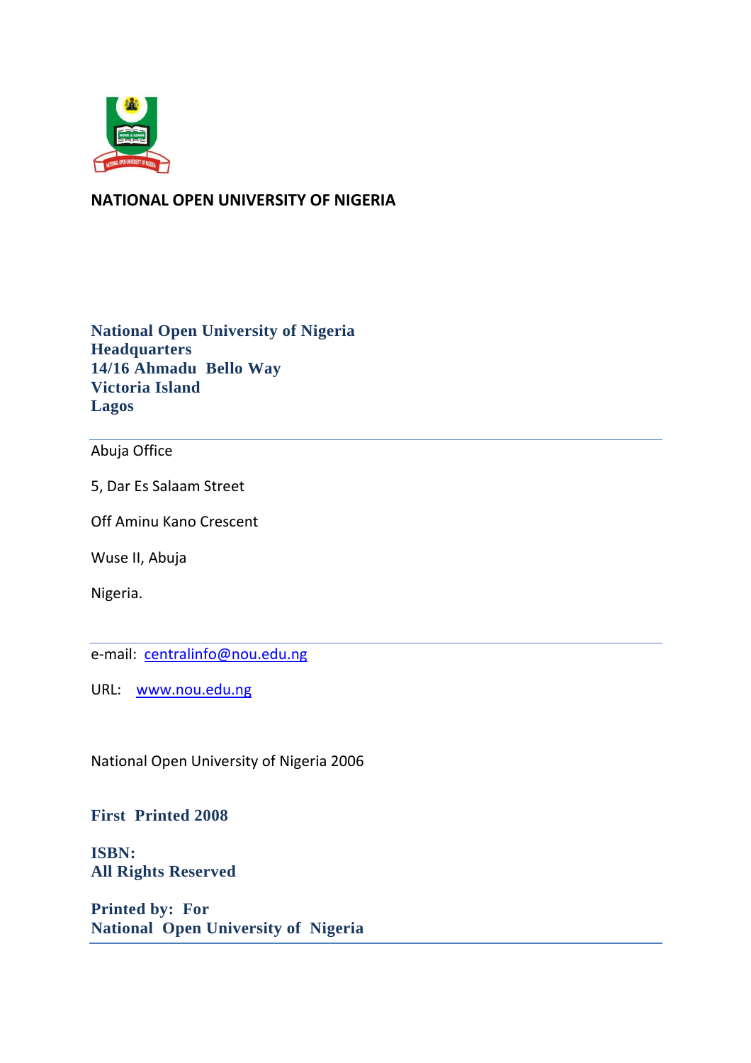**NATIONAL OPEN UNIVERSITY OF NIGERIA**

**National Open University of Nigeria**
**Headquarters**
**14/16 Ahmadu Bello Way**
**Victoria Island**
**Lagos**

---

Abuja Office

5, Dar Es Salaam Street

Off Aminu Kano Crescent

Wuse II, Abuja

Nigeria.

---

e-mail: centralinfo@nou.edu.ng

URL: www.nou.edu.ng

National Open University of Nigeria 2006

**First Printed 2008**

**ISBN:**
**All Rights Reserved**

**Printed by: For**
**National Open University of Nigeria**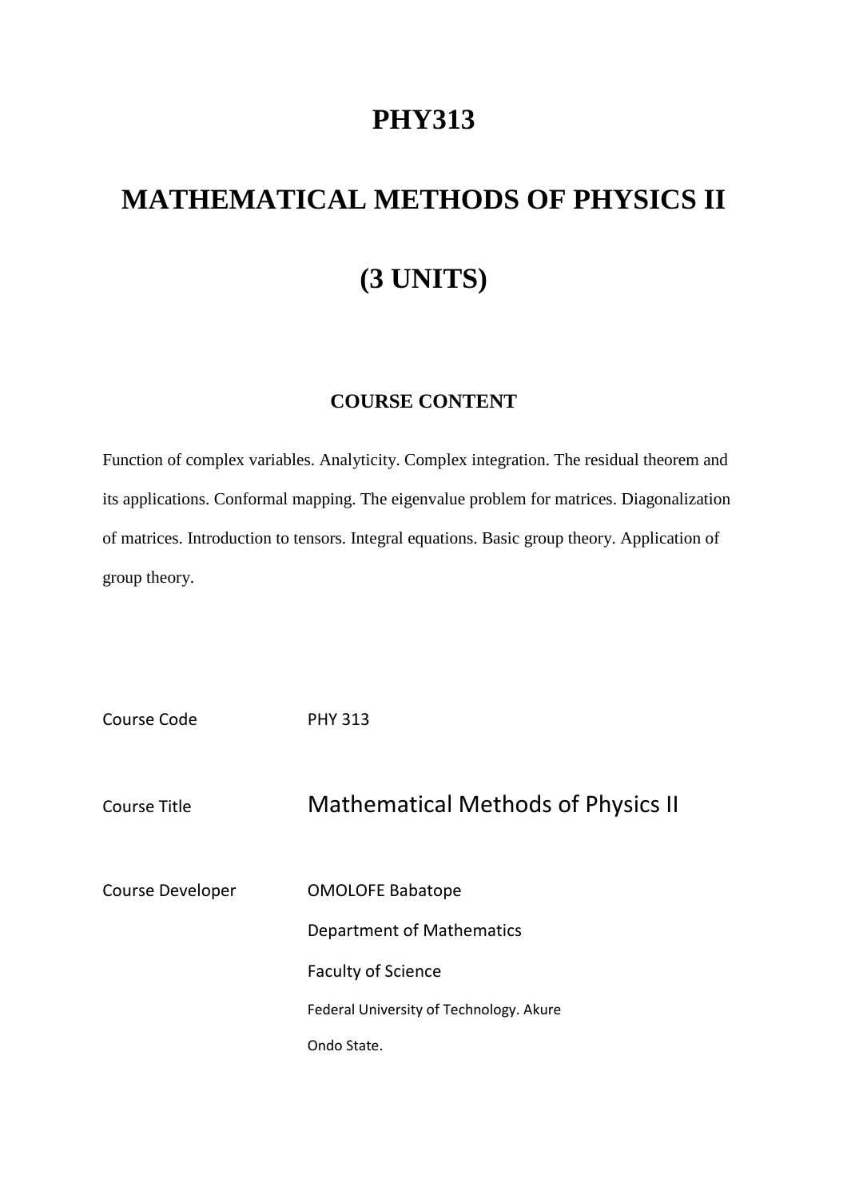# PHY313

# MATHEMATICAL METHODS OF PHYSICS II

# (3 UNITS)

## COURSE CONTENT

Function of complex variables. Analyticity. Complex integration. The residual theorem and its applications. Conformal mapping. The eigenvalue problem for matrices. Diagonalization of matrices. Introduction to tensors. Integral equations. Basic group theory. Application of group theory.

| | |
|---|---|
| Course Code | PHY 313 |
| Course Title | Mathematical Methods of Physics II |
| Course Developer | OMOLOFE Babatope<br>Department of Mathematics<br>Faculty of Science<br>Federal University of Technology. Akure<br>Ondo State. |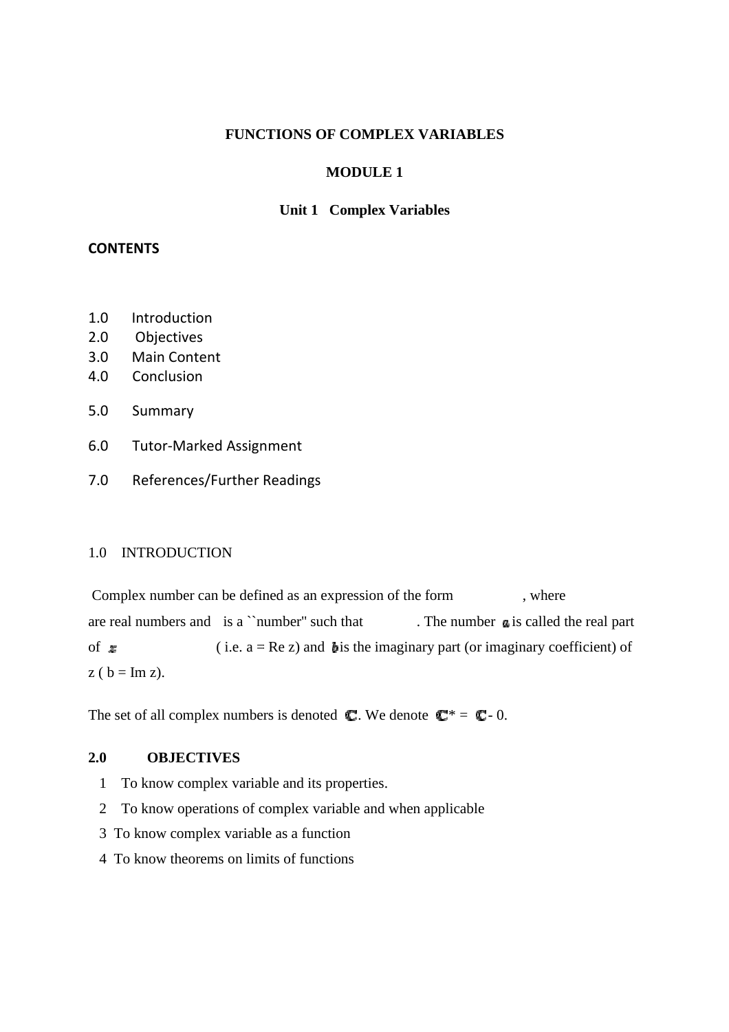**FUNCTIONS OF COMPLEX VARIABLES**

**MODULE 1**

**Unit 1 Complex Variables**

**CONTENTS**

1.0 Introduction
2.0 Objectives
3.0 Main Content
4.0 Conclusion
5.0 Summary
6.0 Tutor-Marked Assignment
7.0 References/Further Readings

1.0 INTRODUCTION

Complex number can be defined as an expression of the form , where are real numbers and is a ``number'' such that . The number $a$ is called the real part of $z$ ( i.e. a = Re z) and $b$ is the imaginary part (or imaginary coefficient) of z ( b = Im z).

The set of all complex numbers is denoted $\mathbb{C}$. We denote $\mathbb{C}^* = \mathbb{C} - 0$.

**2.0 OBJECTIVES**

1 To know complex variable and its properties.
2 To know operations of complex variable and when applicable
3 To know complex variable as a function
4 To know theorems on limits of functions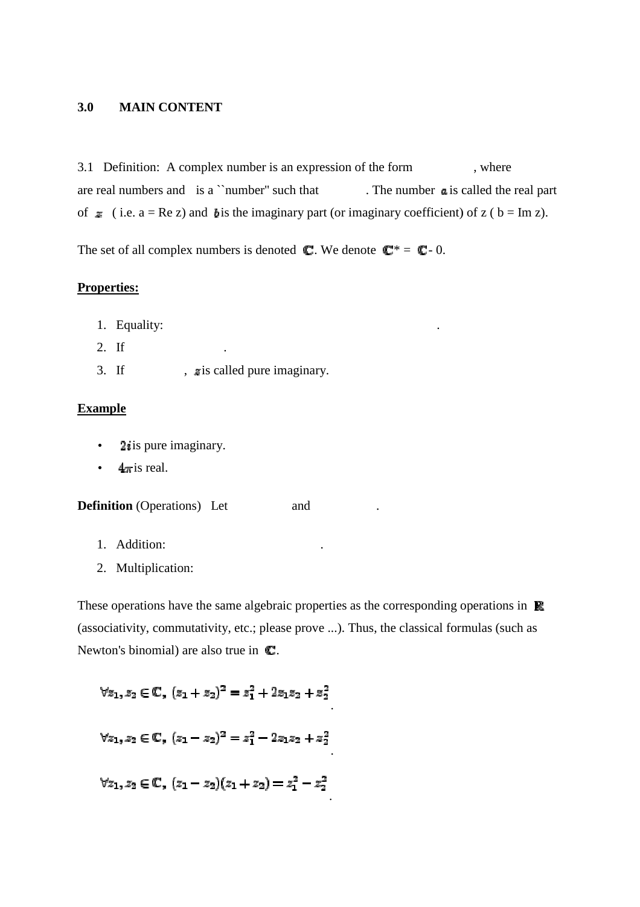### 3.0 MAIN CONTENT

3.1 Definition: A complex number is an expression of the form , where are real numbers and is a ``number'' such that . The number $a$ is called the real part of $z$ ( i.e. a = Re z) and $b$ is the imaginary part (or imaginary coefficient) of z ( b = Im z).

The set of all complex numbers is denoted $\mathbb{C}$. We denote $\mathbb{C}$* = $\mathbb{C}$ - 0.

**Properties:**

1. Equality: .
2. If .
3. If , $z$ is called pure imaginary.

**Example**

- $2i$ is pure imaginary.
- $4\pi$ is real.

**Definition** (Operations) Let and .

1. Addition: .
2. Multiplication:

These operations have the same algebraic properties as the corresponding operations in $\mathbb{R}$ (associativity, commutativity, etc.; please prove ...). Thus, the classical formulas (such as Newton's binomial) are also true in $\mathbb{C}$.

$$\forall z_1, z_2 \in \mathbb{C},\ (z_1 + z_2)^2 = z_1^2 + 2z_1z_2 + z_2^2.$$

$$\forall z_1, z_2 \in \mathbb{C},\ (z_1 - z_2)^2 = z_1^2 - 2z_1z_2 + z_2^2.$$

$$\forall z_1, z_2 \in \mathbb{C},\ (z_1 - z_2)(z_1 + z_2) = z_1^2 - z_2^2.$$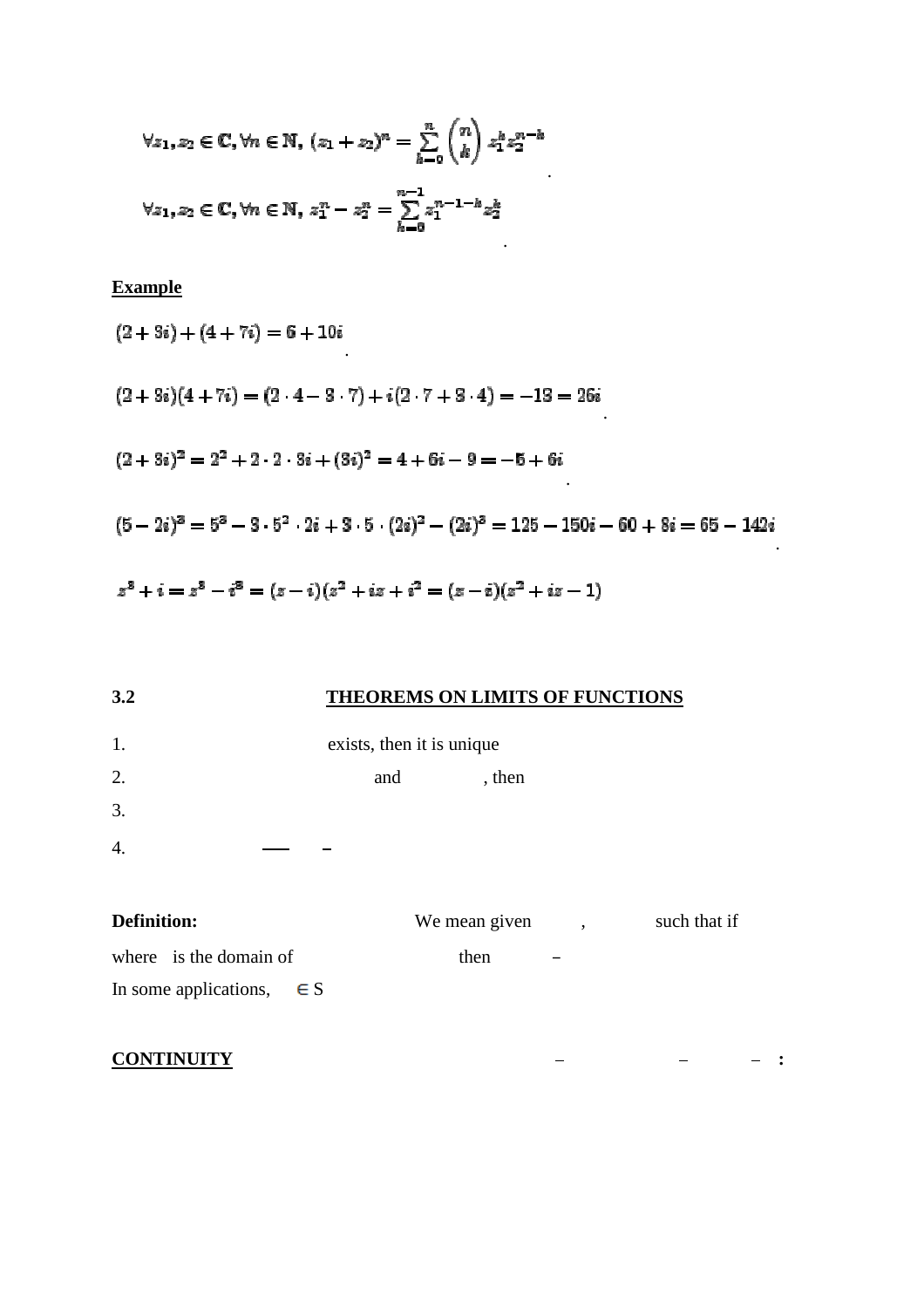$$\forall z_1, z_2 \in \mathbb{C}, \forall n \in \mathbb{N},\ (z_1 + z_2)^n = \sum_{k=0}^{n} \binom{n}{k} z_1^k z_2^{n-k}$$

$$\forall z_1, z_2 \in \mathbb{C}, \forall n \in \mathbb{N},\ z_1^n - z_2^n = \sum_{k=0}^{n-1} z_1^{n-1-k} z_2^k$$

**Example**

$$(2 + 3i) + (4 + 7i) = 6 + 10i$$

$$(2 + 3i)(4 + 7i) = (2 \cdot 4 - 3 \cdot 7) + i(2 \cdot 7 + 3 \cdot 4) = -13 = 26i$$

$$(2 + 3i)^2 = 2^2 + 2 \cdot 2 \cdot 3i + (3i)^2 = 4 + 6i - 9 = -5 + 6i$$

$$(5 - 2i)^3 = 5^3 - 3 \cdot 5^2 \cdot 2i + 3 \cdot 5 \cdot (2i)^2 - (2i)^3 = 125 - 150i - 60 + 8i = 65 - 142i$$

$$z^3 + i = z^3 - i^3 = (z - i)(z^2 + iz + i^2 = (z - i)(z^2 + iz - 1)$$

## 3.2 THEOREMS ON LIMITS OF FUNCTIONS

1. exists, then it is unique
2. and , then
3. 
4. 

**Definition:** We mean given , such that if where is the domain of then

In some applications, $\in S$

**CONTINUITY** **:**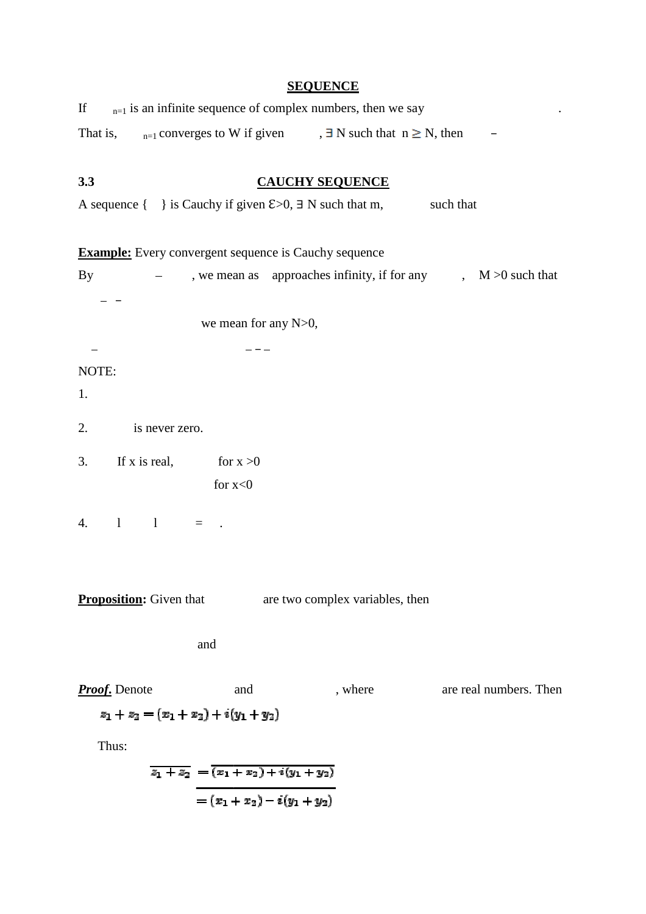**SEQUENCE**

If $_{n=1}$ is an infinite sequence of complex numbers, then we say .

That is, $_{n=1}$ converges to W if given , ∃ N such that n ≥ N, then –

**3.3** **CAUCHY SEQUENCE**

A sequence { } is Cauchy if given Ɛ>0, ∃ N such that m, such that

**Example:** Every convergent sequence is Cauchy sequence

By – , we mean as approaches infinity, if for any , M >0 such that

– –

we mean for any N>0,

– – – –

NOTE:

1.

2. is never zero.

3. If x is real, for x >0

for x<0

4. l l = .

**Proposition:** Given that are two complex variables, then

and

***Proof.*** Denote and , where are real numbers. Then

$$z_1 + z_2 = (x_1 + x_2) + i(y_1 + y_2)$$

Thus:

$$\overline{z_1 + z_2} = \overline{(x_1 + x_2) + i(y_1 + y_2)}$$

$$= (x_1 + x_2) - i(y_1 + y_2)$$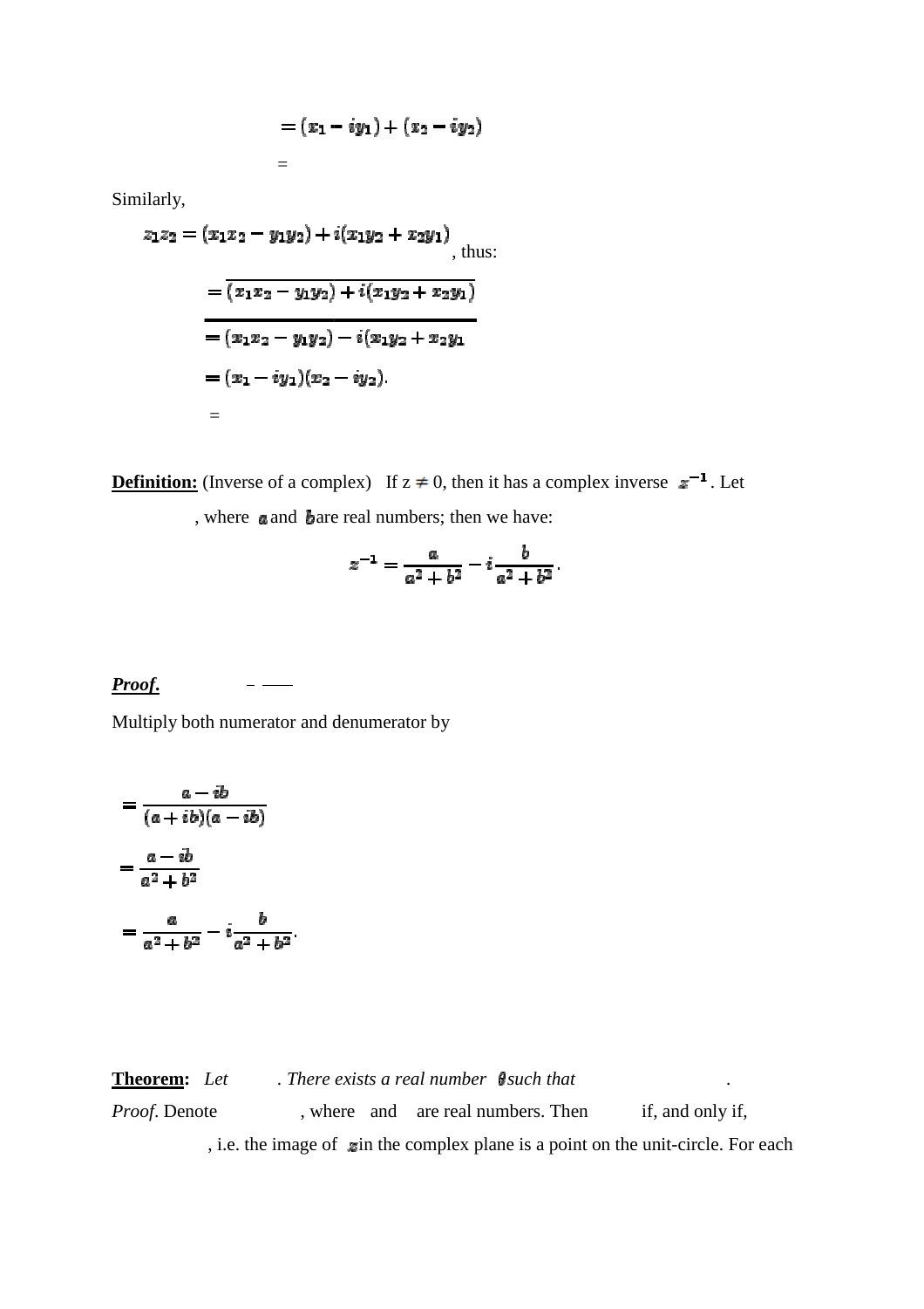$$= (x_1 - iy_1) + (x_2 - iy_2)$$

$$=$$

Similarly,

$$z_1 z_2 = (x_1 x_2 - y_1 y_2) + i(x_1 y_2 + x_2 y_1)$$, thus:

$$= \overline{(x_1 x_2 - y_1 y_2) + i(x_1 y_2 + x_2 y_1)}$$

$$= (x_1 x_2 - y_1 y_2) - i(x_1 y_2 + x_2 y_1$$

$$= (x_1 - iy_1)(x_2 - iy_2).$$

$$=$$

**Definition:** (Inverse of a complex) If $z \neq 0$, then it has a complex inverse $z^{-1}$. Let , where $a$ and $b$ are real numbers; then we have:

$$z^{-1} = \frac{a}{a^2 + b^2} - i\frac{b}{a^2 + b^2}.$$

***Proof.*** –

Multiply both numerator and denumerator by

$$= \frac{a - ib}{(a + ib)(a - ib)}$$

$$= \frac{a - ib}{a^2 + b^2}$$

$$= \frac{a}{a^2 + b^2} - i\frac{b}{a^2 + b^2}.$$

**Theorem:** *Let . There exists a real number $\theta$ such that .*

*Proof.* Denote , where and are real numbers. Then if, and only if, , i.e. the image of $z$ in the complex plane is a point on the unit-circle. For each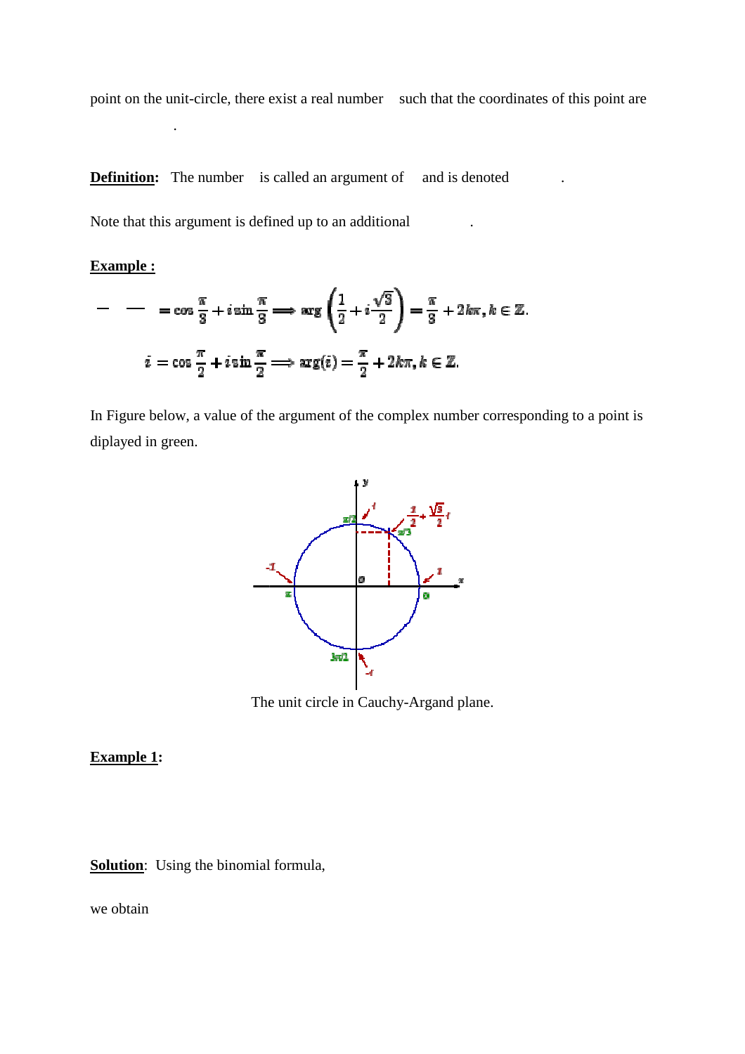point on the unit-circle, there exist a real number such that the coordinates of this point are

.

**Definition:** The number is called an argument of and is denoted .

Note that this argument is defined up to an additional .

**Example :**

$$- \quad — \quad = \cos\frac{\pi}{3} + i\sin\frac{\pi}{3} \Longrightarrow \arg\left(\frac{1}{2} + i\frac{\sqrt{3}}{2}\right) = \frac{\pi}{3} + 2k\pi, k \in \mathbb{Z}.$$

$$i = \cos\frac{\pi}{2} + i\sin\frac{\pi}{2} \Longrightarrow \arg(i) = \frac{\pi}{2} + 2k\pi, k \in \mathbb{Z}.$$

In Figure below, a value of the argument of the complex number corresponding to a point is diplayed in green.

The unit circle in Cauchy-Argand plane.

**Example 1:**

**Solution**: Using the binomial formula,

we obtain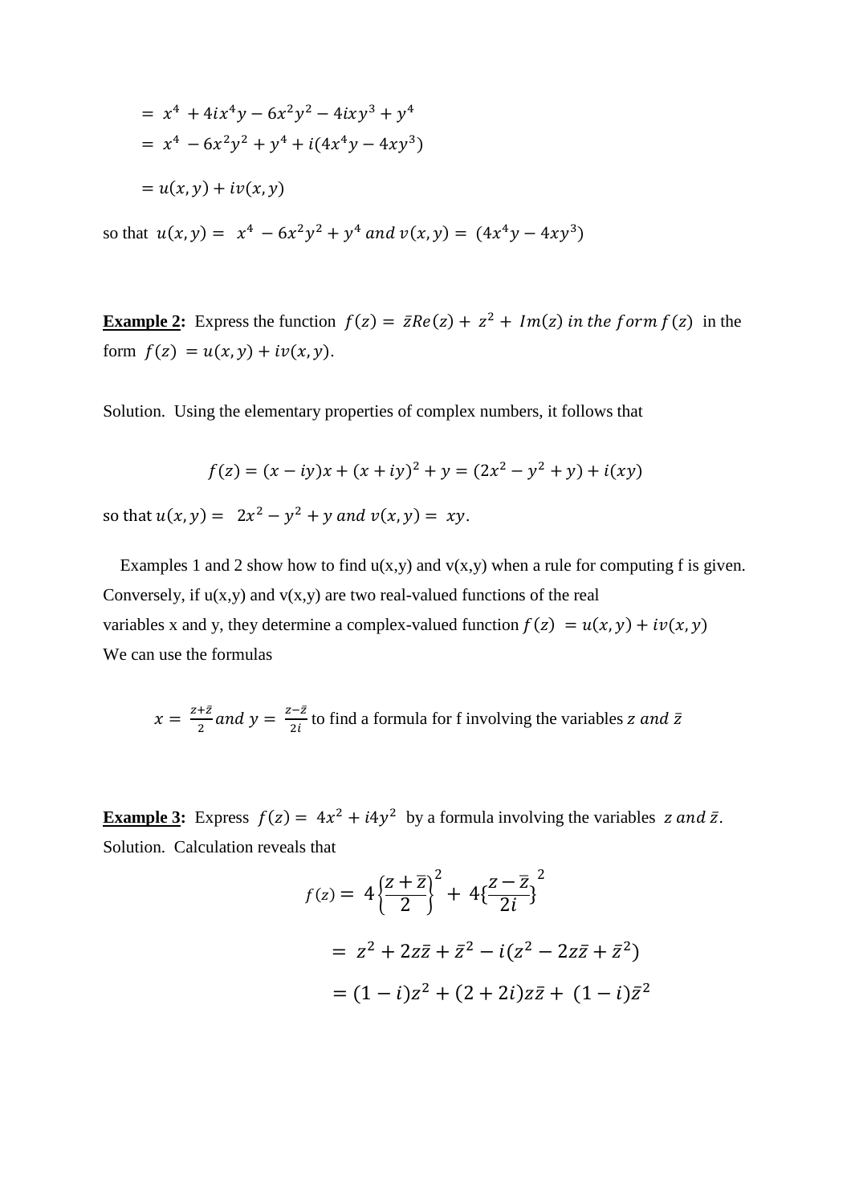$$= x^4 + 4ix^4y - 6x^2y^2 - 4ixy^3 + y^4$$

$$= x^4 - 6x^2y^2 + y^4 + i(4x^4y - 4xy^3)$$

$$= u(x,y) + iv(x,y)$$

so that $u(x,y) = x^4 - 6x^2y^2 + y^4$ and $v(x,y) = (4x^4y - 4xy^3)$

**Example 2:** Express the function $f(z) = \bar{z}Re(z) + z^2 + Im(z)$ *in the form* $f(z)$ in the form $f(z) = u(x,y) + iv(x,y)$.

Solution. Using the elementary properties of complex numbers, it follows that

$$f(z) = (x - iy)x + (x + iy)^2 + y = (2x^2 - y^2 + y) + i(xy)$$

so that $u(x,y) = 2x^2 - y^2 + y$ and $v(x,y) = xy$.

Examples 1 and 2 show how to find u(x,y) and v(x,y) when a rule for computing f is given. Conversely, if u(x,y) and v(x,y) are two real-valued functions of the real variables x and y, they determine a complex-valued function $f(z) = u(x,y) + iv(x,y)$
We can use the formulas

$x = \frac{z+\bar{z}}{2}$ *and* $y = \frac{z-\bar{z}}{2i}$ to find a formula for f involving the variables $z$ *and* $\bar{z}$

**Example 3:** Express $f(z) = 4x^2 + i4y^2$ by a formula involving the variables $z$ *and* $\bar{z}$.
Solution. Calculation reveals that

$$f(z) = 4\left\{\frac{z+\bar{z}}{2}\right\}^2 + 4\left\{\frac{z-\bar{z}}{2i}\right\}^2$$

$$= z^2 + 2z\bar{z} + \bar{z}^2 - i(z^2 - 2z\bar{z} + \bar{z}^2)$$

$$= (1-i)z^2 + (2+2i)z\bar{z} + (1-i)\bar{z}^2$$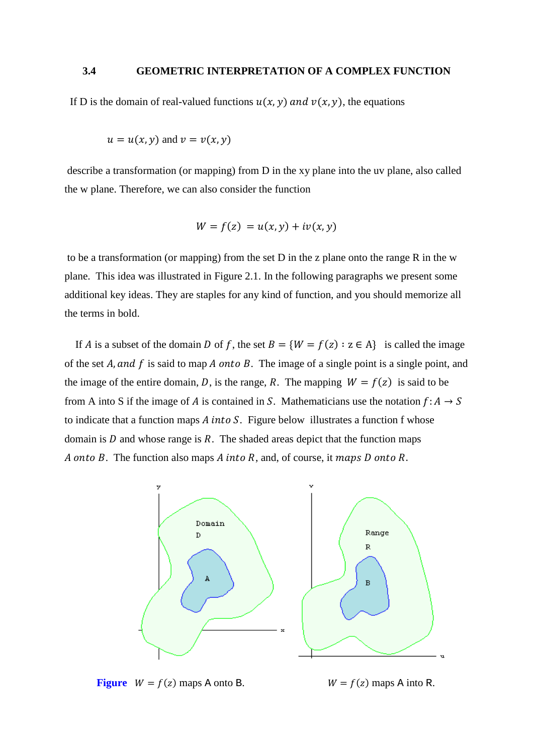### 3.4 GEOMETRIC INTERPRETATION OF A COMPLEX FUNCTION

If D is the domain of real-valued functions $u(x, y)$ and $v(x, y)$, the equations

$$u = u(x, y) \text{ and } v = v(x, y)$$

describe a transformation (or mapping) from D in the xy plane into the uv plane, also called the w plane. Therefore, we can also consider the function

$$W = f(z) = u(x, y) + iv(x, y)$$

to be a transformation (or mapping) from the set D in the z plane onto the range R in the w plane. This idea was illustrated in Figure 2.1. In the following paragraphs we present some additional key ideas. They are staples for any kind of function, and you should memorize all the terms in bold.

If $A$ is a subset of the domain $D$ of $f$, the set $B = \{W = f(z) : z \in A\}$ is called the image of the set $A$, and $f$ is said to map $A$ *onto* $B$. The image of a single point is a single point, and the image of the entire domain, $D$, is the range, $R$. The mapping $W = f(z)$ is said to be from A into S if the image of $A$ is contained in $S$. Mathematicians use the notation $f: A \rightarrow S$ to indicate that a function maps $A$ *into* $S$. Figure below illustrates a function f whose domain is $D$ and whose range is $R$. The shaded areas depict that the function maps $A$ *onto* $B$. The function also maps $A$ *into* $R$, and, of course, it *maps* $D$ *onto* $R$.

**Figure** $W = f(z)$ maps A onto B. $W = f(z)$ maps A into R.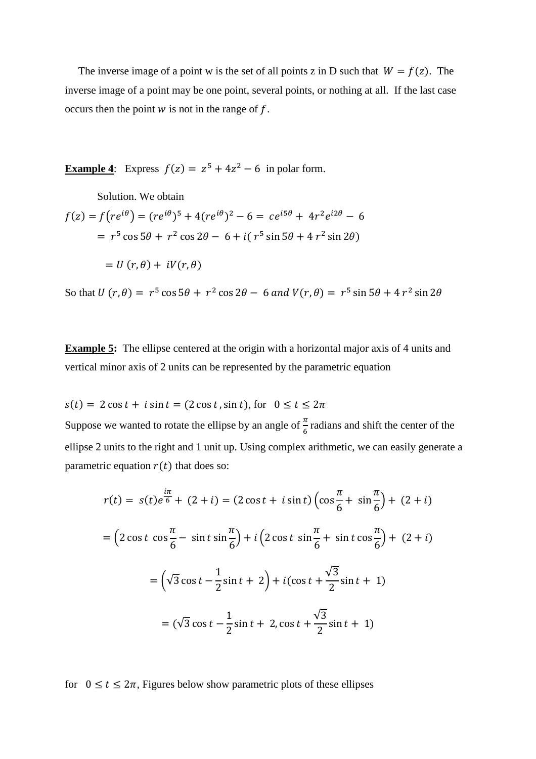The inverse image of a point w is the set of all points z in D such that $W = f(z)$. The inverse image of a point may be one point, several points, or nothing at all. If the last case occurs then the point $w$ is not in the range of $f$.

**Example 4**: Express $f(z) = z^5 + 4z^2 - 6$ in polar form.

Solution. We obtain

$$f(z) = f\left(re^{i\theta}\right) = (re^{i\theta})^5 + 4(re^{i\theta})^2 - 6 = ce^{i5\theta} + 4r^2e^{i2\theta} - 6$$

$$= r^5\cos 5\theta + r^2\cos 2\theta - 6 + i(r^5\sin 5\theta + 4r^2\sin 2\theta)$$

$$= U(r,\theta) + iV(r,\theta)$$

So that $U(r,\theta) = r^5\cos 5\theta + r^2\cos 2\theta - 6$ *and* $V(r,\theta) = r^5\sin 5\theta + 4r^2\sin 2\theta$

**Example 5:** The ellipse centered at the origin with a horizontal major axis of 4 units and vertical minor axis of 2 units can be represented by the parametric equation

$s(t) = 2\cos t + i\sin t = (2\cos t, \sin t)$, for $0 \le t \le 2\pi$

Suppose we wanted to rotate the ellipse by an angle of $\frac{\pi}{6}$ radians and shift the center of the ellipse 2 units to the right and 1 unit up. Using complex arithmetic, we can easily generate a parametric equation $r(t)$ that does so:

$$r(t) = s(t)e^{\frac{i\pi}{6}} + (2+i) = (2\cos t + i\sin t)\left(\cos\frac{\pi}{6} + \sin\frac{\pi}{6}\right) + (2+i)$$

$$= \left(2\cos t\cos\frac{\pi}{6} - \sin t\sin\frac{\pi}{6}\right) + i\left(2\cos t\sin\frac{\pi}{6} + \sin t\cos\frac{\pi}{6}\right) + (2+i)$$

$$= \left(\sqrt{3}\cos t - \frac{1}{2}\sin t + 2\right) + i(\cos t + \frac{\sqrt{3}}{2}\sin t + 1)$$

$$= (\sqrt{3}\cos t - \frac{1}{2}\sin t + 2, \cos t + \frac{\sqrt{3}}{2}\sin t + 1)$$

for $0 \le t \le 2\pi$, Figures below show parametric plots of these ellipses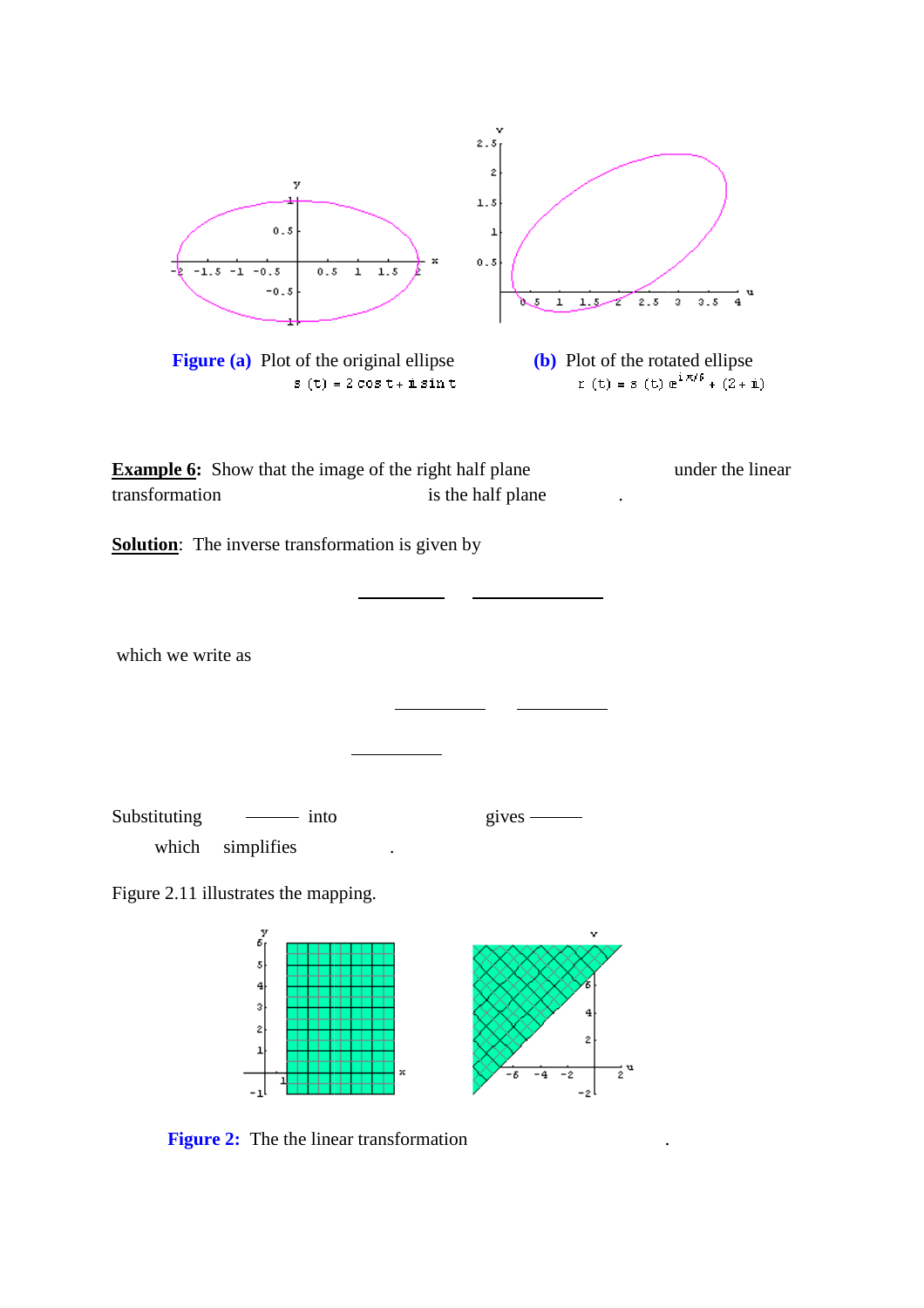**Figure (a)** Plot of the original ellipse $s(t) = 2\cos t + i\sin t$

**(b)** Plot of the rotated ellipse $r(t) = s(t)\, e^{i\pi/6} + (2 + i)$

**Example 6:** Show that the image of the right half plane under the linear transformation is the half plane .

**Solution**: The inverse transformation is given by

which we write as

Substituting into gives which simplifies .

Figure 2.11 illustrates the mapping.

**Figure 2:** The the linear transformation .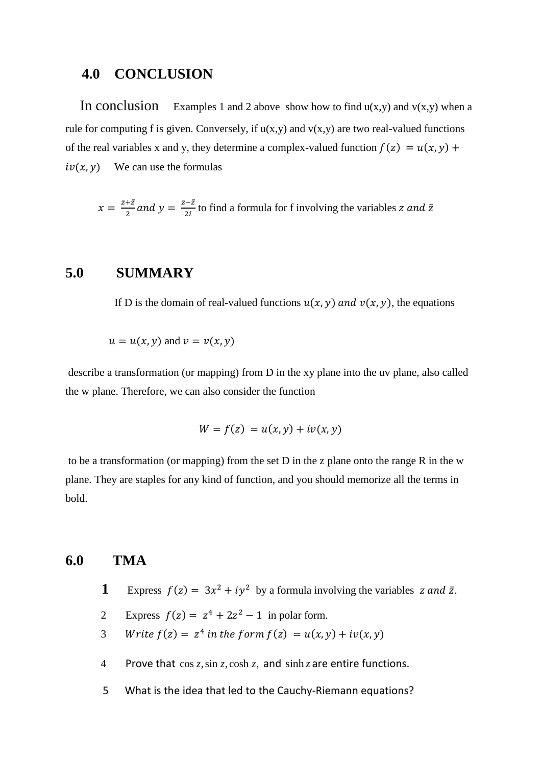## 4.0 CONCLUSION

In conclusion Examples 1 and 2 above show how to find u(x,y) and v(x,y) when a rule for computing f is given. Conversely, if u(x,y) and v(x,y) are two real-valued functions of the real variables x and y, they determine a complex-valued function $f(z) = u(x, y) + iv(x, y)$ We can use the formulas

$x = \frac{z+\bar{z}}{2}$ and $y = \frac{z-\bar{z}}{2i}$ to find a formula for f involving the variables $z$ and $\bar{z}$

## 5.0 SUMMARY

If D is the domain of real-valued functions $u(x, y)$ and $v(x, y)$, the equations

$u = u(x, y)$ and $v = v(x, y)$

describe a transformation (or mapping) from D in the xy plane into the uv plane, also called the w plane. Therefore, we can also consider the function

$$W = f(z) = u(x, y) + iv(x, y)$$

to be a transformation (or mapping) from the set D in the z plane onto the range R in the w plane. They are staples for any kind of function, and you should memorize all the terms in bold.

## 6.0 TMA

1. Express $f(z) = 3x^2 + iy^2$ by a formula involving the variables $z$ and $\bar{z}$.
2. Express $f(z) = z^4 + 2z^2 - 1$ in polar form.
3. Write $f(z) = z^4$ in the form $f(z) = u(x, y) + iv(x, y)$
4. Prove that $\cos z, \sin z, \cosh z,$ and $\sinh z$ are entire functions.
5. What is the idea that led to the Cauchy-Riemann equations?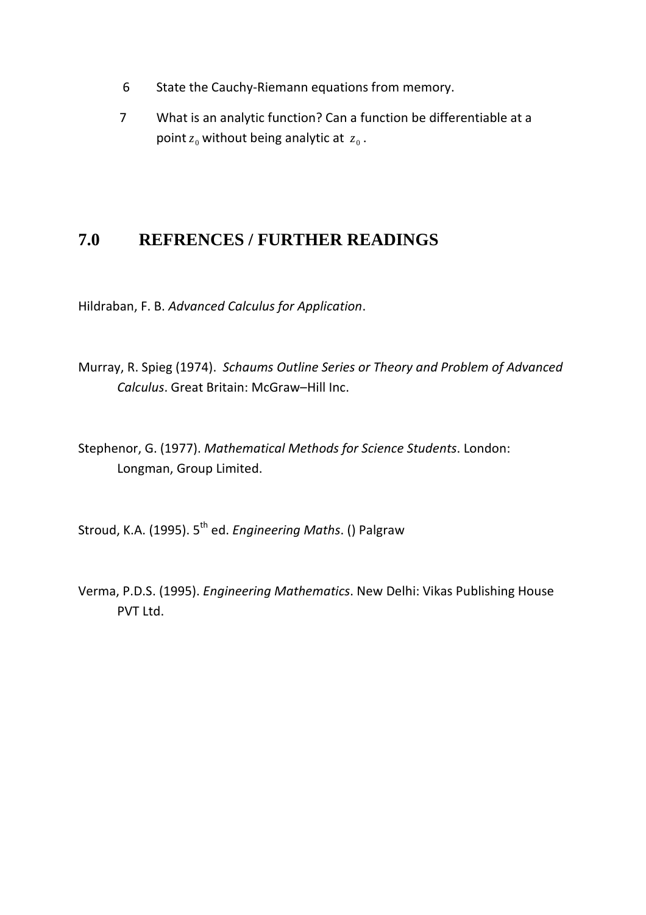6. State the Cauchy-Riemann equations from memory.
7. What is an analytic function? Can a function be differentiable at a point $z_0$ without being analytic at $z_0$.

## 7.0 REFRENCES / FURTHER READINGS

Hildraban, F. B. *Advanced Calculus for Application*.

Murray, R. Spieg (1974). *Schaums Outline Series or Theory and Problem of Advanced Calculus*. Great Britain: McGraw–Hill Inc.

Stephenor, G. (1977). *Mathematical Methods for Science Students*. London: Longman, Group Limited.

Stroud, K.A. (1995). 5th ed. *Engineering Maths*. () Palgraw

Verma, P.D.S. (1995). *Engineering Mathematics*. New Delhi: Vikas Publishing House PVT Ltd.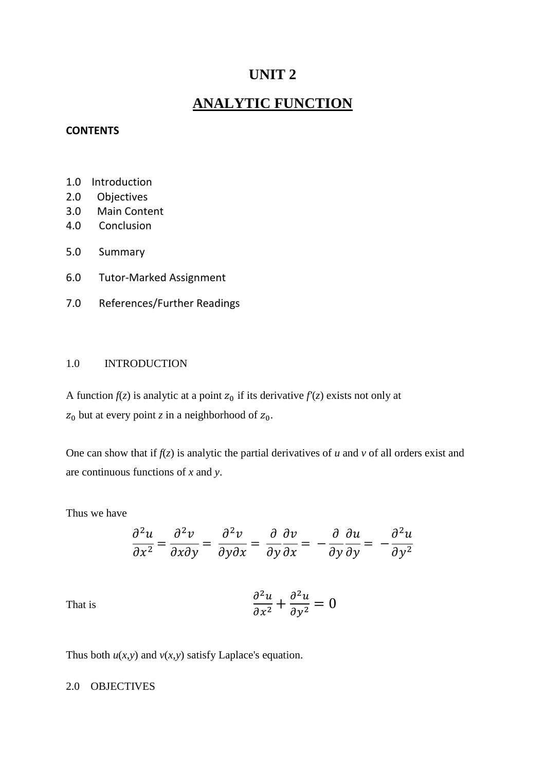# UNIT 2

## ANALYTIC FUNCTION

**CONTENTS**

1.0 Introduction
2.0 Objectives
3.0 Main Content
4.0 Conclusion
5.0 Summary
6.0 Tutor-Marked Assignment
7.0 References/Further Readings

1.0 INTRODUCTION

A function *f*(*z*) is analytic at a point $z_0$ if its derivative *f'*(*z*) exists not only at $z_0$ but at every point *z* in a neighborhood of $z_0$.

One can show that if *f*(*z*) is analytic the partial derivatives of *u* and *v* of all orders exist and are continuous functions of *x* and *y*.

Thus we have

$$\frac{\partial^2 u}{\partial x^2} = \frac{\partial^2 v}{\partial x \partial y} = \frac{\partial^2 v}{\partial y \partial x} = \frac{\partial}{\partial y}\frac{\partial v}{\partial x} = -\frac{\partial}{\partial y}\frac{\partial u}{\partial y} = -\frac{\partial^2 u}{\partial y^2}$$

That is

$$\frac{\partial^2 u}{\partial x^2} + \frac{\partial^2 u}{\partial y^2} = 0$$

Thus both *u*(*x*,*y*) and *v*(*x*,*y*) satisfy Laplace's equation.

2.0 OBJECTIVES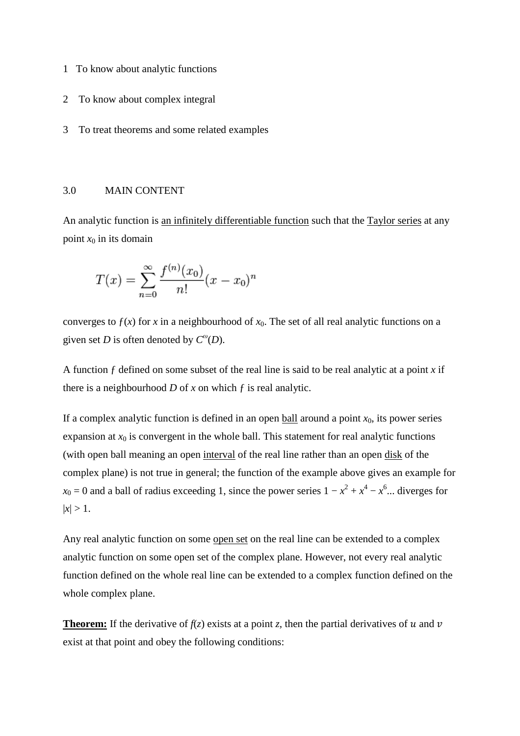1 To know about analytic functions

2 To know about complex integral

3 To treat theorems and some related examples

## 3.0 MAIN CONTENT

An analytic function is an infinitely differentiable function such that the Taylor series at any point $x_0$ in its domain

$$T(x) = \sum_{n=0}^{\infty} \frac{f^{(n)}(x_0)}{n!}(x - x_0)^n$$

converges to $f(x)$ for $x$ in a neighbourhood of $x_0$. The set of all real analytic functions on a given set $D$ is often denoted by $C^{\omega}(D)$.

A function $f$ defined on some subset of the real line is said to be real analytic at a point $x$ if there is a neighbourhood $D$ of $x$ on which $f$ is real analytic.

If a complex analytic function is defined in an open ball around a point $x_0$, its power series expansion at $x_0$ is convergent in the whole ball. This statement for real analytic functions (with open ball meaning an open interval of the real line rather than an open disk of the complex plane) is not true in general; the function of the example above gives an example for $x_0 = 0$ and a ball of radius exceeding 1, since the power series $1 - x^2 + x^4 - x^6$... diverges for $|x| > 1$.

Any real analytic function on some open set on the real line can be extended to a complex analytic function on some open set of the complex plane. However, not every real analytic function defined on the whole real line can be extended to a complex function defined on the whole complex plane.

**Theorem:** If the derivative of $f(z)$ exists at a point $z$, then the partial derivatives of $u$ and $v$ exist at that point and obey the following conditions: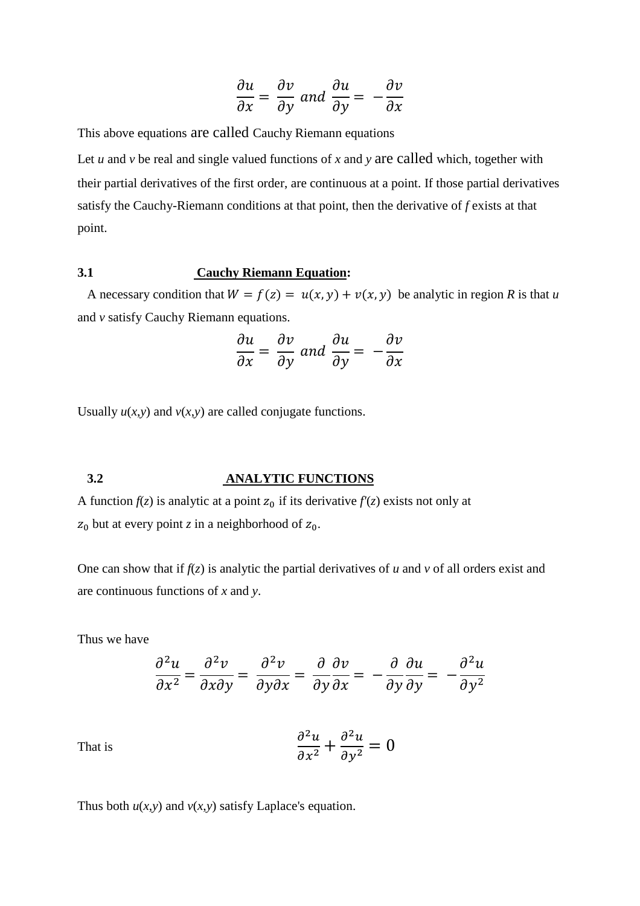$$\frac{\partial u}{\partial x} = \frac{\partial v}{\partial y} \; and \; \frac{\partial u}{\partial y} = -\frac{\partial v}{\partial x}$$

This above equations are called Cauchy Riemann equations

Let $u$ and $v$ be real and single valued functions of $x$ and $y$ are called which, together with their partial derivatives of the first order, are continuous at a point. If those partial derivatives satisfy the Cauchy-Riemann conditions at that point, then the derivative of $f$ exists at that point.

### 3.1 **Cauchy Riemann Equation:**

A necessary condition that $W = f(z) = u(x,y) + v(x,y)$ be analytic in region $R$ is that $u$ and $v$ satisfy Cauchy Riemann equations.

$$\frac{\partial u}{\partial x} = \frac{\partial v}{\partial y} \; and \; \frac{\partial u}{\partial y} = -\frac{\partial v}{\partial x}$$

Usually $u(x,y)$ and $v(x,y)$ are called conjugate functions.

### 3.2 **ANALYTIC FUNCTIONS**

A function $f(z)$ is analytic at a point $z_0$ if its derivative $f'(z)$ exists not only at $z_0$ but at every point $z$ in a neighborhood of $z_0$.

One can show that if $f(z)$ is analytic the partial derivatives of $u$ and $v$ of all orders exist and are continuous functions of $x$ and $y$.

Thus we have

$$\frac{\partial^2 u}{\partial x^2} = \frac{\partial^2 v}{\partial x \partial y} = \frac{\partial^2 v}{\partial y \partial x} = \frac{\partial}{\partial y}\frac{\partial v}{\partial x} = -\frac{\partial}{\partial y}\frac{\partial u}{\partial y} = -\frac{\partial^2 u}{\partial y^2}$$

That is

$$\frac{\partial^2 u}{\partial x^2} + \frac{\partial^2 u}{\partial y^2} = 0$$

Thus both $u(x,y)$ and $v(x,y)$ satisfy Laplace's equation.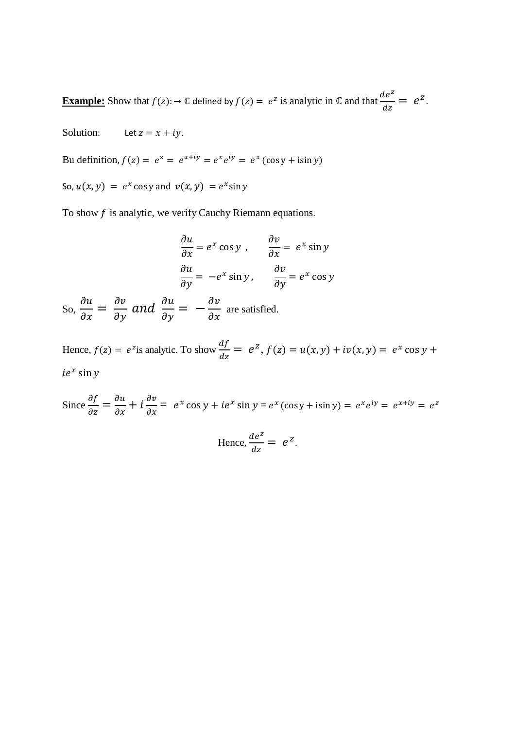**Example:** Show that $f(z): \to \mathbb{C}$ defined by $f(z) = e^z$ is analytic in $\mathbb{C}$ and that $\frac{de^z}{dz} = e^z$.

Solution: Let $z = x + iy$.

Bu definition, $f(z) = e^z = e^{x+iy} = e^x e^{iy} = e^x(\cos y + i\sin y)$

So, $u(x, y) = e^x \cos y$ and $v(x, y) = e^x \sin y$

To show $f$ is analytic, we verify Cauchy Riemann equations.

$$\frac{\partial u}{\partial x} = e^x \cos y\ , \qquad \frac{\partial v}{\partial x} = e^x \sin y$$

$$\frac{\partial u}{\partial y} = -e^x \sin y\ , \qquad \frac{\partial v}{\partial y} = e^x \cos y$$

So, $\frac{\partial u}{\partial x} = \frac{\partial v}{\partial y}$ *and* $\frac{\partial u}{\partial y} = -\frac{\partial v}{\partial x}$ are satisfied.

Hence, $f(z) = e^z$ is analytic. To show $\frac{df}{dz} = e^z$, $f(z) = u(x, y) + iv(x, y) = e^x \cos y + ie^x \sin y$

Since $\frac{\partial f}{\partial z} = \frac{\partial u}{\partial x} + i\frac{\partial v}{\partial x} = e^x \cos y + ie^x \sin y = e^x(\cos y + i\sin y) = e^x e^{iy} = e^{x+iy} = e^z$

$$\text{Hence, } \frac{de^z}{dz} = e^z.$$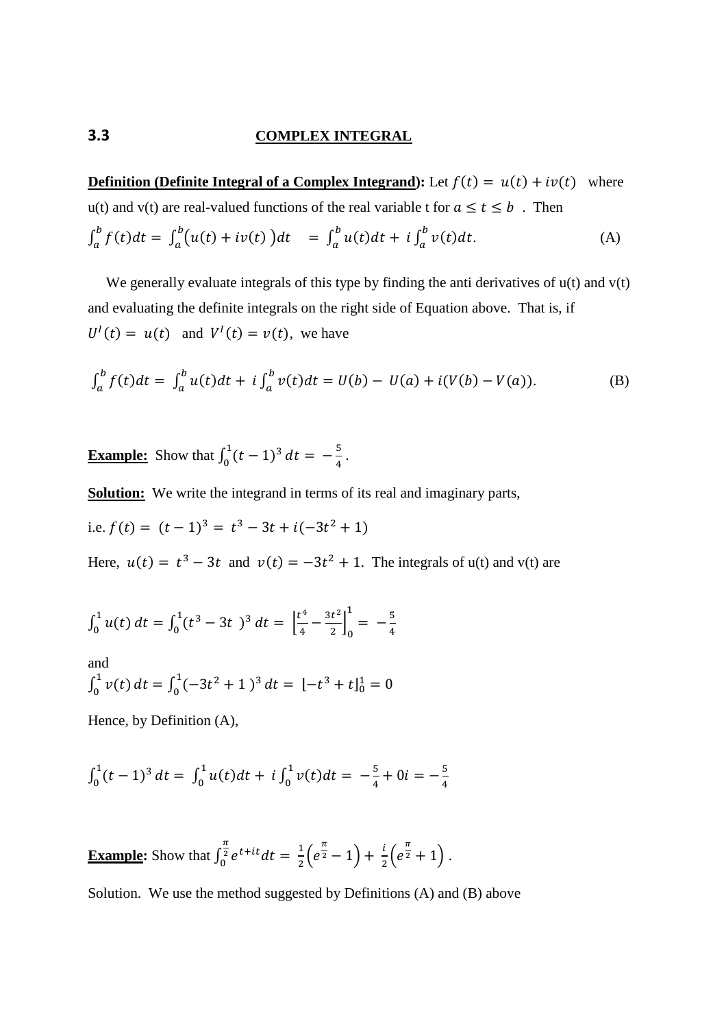## 3.3 COMPLEX INTEGRAL

**Definition (Definite Integral of a Complex Integrand):** Let $f(t) = u(t) + iv(t)$ where u(t) and v(t) are real-valued functions of the real variable t for $a \leq t \leq b$ . Then

$$\int_a^b f(t)dt = \int_a^b \big(u(t) + iv(t)\big)dt \quad = \int_a^b u(t)dt + i\int_a^b v(t)dt. \tag{A}$$

We generally evaluate integrals of this type by finding the anti derivatives of u(t) and v(t) and evaluating the definite integrals on the right side of Equation above. That is, if $U^I(t) = u(t)$ and $V^I(t) = v(t)$, we have

$$\int_a^b f(t)dt = \int_a^b u(t)dt + i\int_a^b v(t)dt = U(b) - U(a) + i(V(b) - V(a)). \tag{B}$$

**Example:** Show that $\int_0^1 (t-1)^3\, dt = -\frac{5}{4}$.

**Solution:** We write the integrand in terms of its real and imaginary parts,

i.e. $f(t) = (t-1)^3 = t^3 - 3t + i(-3t^2 + 1)$

Here, $u(t) = t^3 - 3t$ and $v(t) = -3t^2 + 1$. The integrals of u(t) and v(t) are

$$\int_0^1 u(t)\, dt = \int_0^1 (t^3 - 3t\ )^3\, dt = \left[\frac{t^4}{4} - \frac{3t^2}{2}\right]_0^1 = -\frac{5}{4}$$

and

$$\int_0^1 v(t)\, dt = \int_0^1 (-3t^2 + 1\ )^3\, dt = \left[-t^3 + t\right]_0^1 = 0$$

Hence, by Definition (A),

$$\int_0^1 (t-1)^3\, dt = \int_0^1 u(t)dt + i\int_0^1 v(t)dt = -\frac{5}{4} + 0i = -\frac{5}{4}$$

**Example:** Show that $\int_0^{\frac{\pi}{2}} e^{t+it}dt = \frac{1}{2}\left(e^{\frac{\pi}{2}} - 1\right) + \frac{i}{2}\left(e^{\frac{\pi}{2}} + 1\right)$.

Solution. We use the method suggested by Definitions (A) and (B) above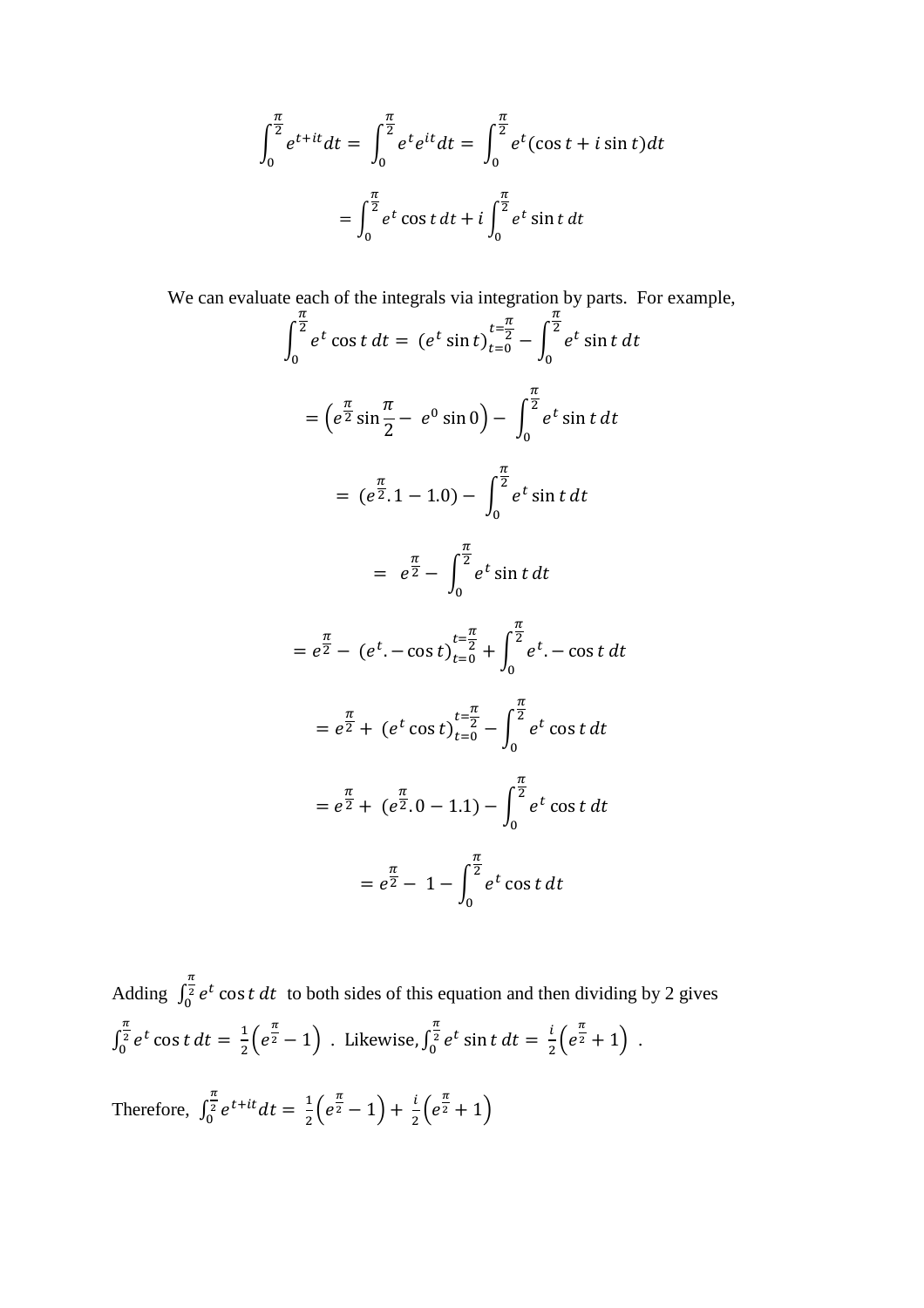$$\int_0^{\frac{\pi}{2}} e^{t+it}dt = \int_0^{\frac{\pi}{2}} e^t e^{it}dt = \int_0^{\frac{\pi}{2}} e^t(\cos t + i\sin t)dt$$

$$= \int_0^{\frac{\pi}{2}} e^t \cos t\, dt + i\int_0^{\frac{\pi}{2}} e^t \sin t\, dt$$

We can evaluate each of the integrals via integration by parts. For example,

$$\int_0^{\frac{\pi}{2}} e^t \cos t\, dt = \left(e^t \sin t\right)_{t=0}^{t=\frac{\pi}{2}} - \int_0^{\frac{\pi}{2}} e^t \sin t\, dt$$

$$= \left(e^{\frac{\pi}{2}} \sin\frac{\pi}{2} - e^0 \sin 0\right) - \int_0^{\frac{\pi}{2}} e^t \sin t\, dt$$

$$= \left(e^{\frac{\pi}{2}}.1 - 1.0\right) - \int_0^{\frac{\pi}{2}} e^t \sin t\, dt$$

$$= e^{\frac{\pi}{2}} - \int_0^{\frac{\pi}{2}} e^t \sin t\, dt$$

$$= e^{\frac{\pi}{2}} - \left(e^t. -\cos t\right)_{t=0}^{t=\frac{\pi}{2}} + \int_0^{\frac{\pi}{2}} e^t. -\cos t\, dt$$

$$= e^{\frac{\pi}{2}} + \left(e^t \cos t\right)_{t=0}^{t=\frac{\pi}{2}} - \int_0^{\frac{\pi}{2}} e^t \cos t\, dt$$

$$= e^{\frac{\pi}{2}} + \left(e^{\frac{\pi}{2}}.0 - 1.1\right) - \int_0^{\frac{\pi}{2}} e^t \cos t\, dt$$

$$= e^{\frac{\pi}{2}} - 1 - \int_0^{\frac{\pi}{2}} e^t \cos t\, dt$$

Adding $\int_0^{\frac{\pi}{2}} e^t \cos t\, dt$ to both sides of this equation and then dividing by 2 gives $\int_0^{\frac{\pi}{2}} e^t \cos t\, dt = \frac{1}{2}\left(e^{\frac{\pi}{2}} - 1\right)$ . Likewise, $\int_0^{\frac{\pi}{2}} e^t \sin t\, dt = \frac{i}{2}\left(e^{\frac{\pi}{2}} + 1\right)$ .

Therefore, $\int_0^{\frac{\pi}{2}} e^{t+it}dt = \frac{1}{2}\left(e^{\frac{\pi}{2}} - 1\right) + \frac{i}{2}\left(e^{\frac{\pi}{2}} + 1\right)$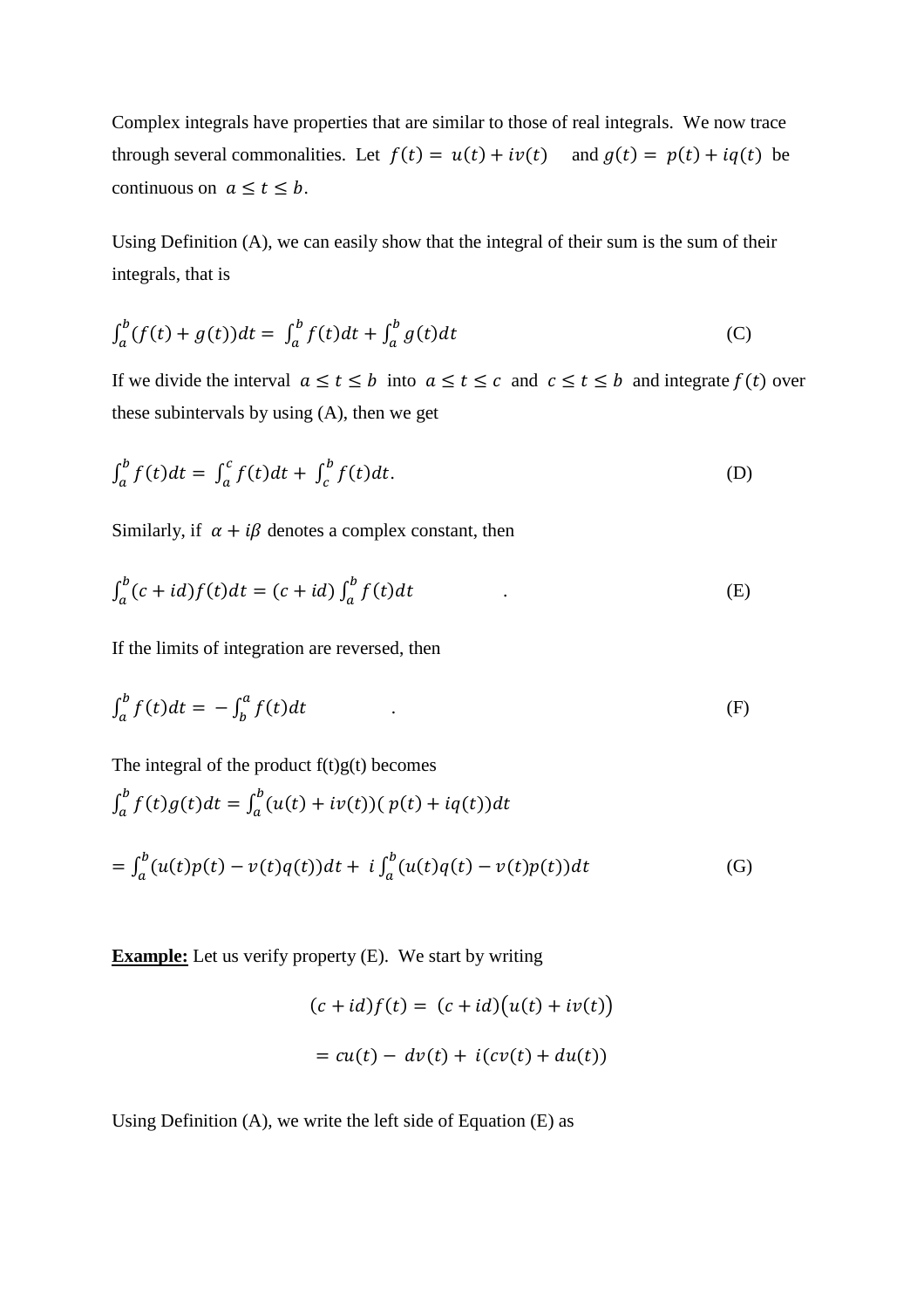Complex integrals have properties that are similar to those of real integrals. We now trace through several commonalities. Let $f(t) = u(t) + iv(t)$ and $g(t) = p(t) + iq(t)$ be continuous on $a \leq t \leq b$.

Using Definition (A), we can easily show that the integral of their sum is the sum of their integrals, that is

$$\int_a^b (f(t) + g(t))dt = \int_a^b f(t)dt + \int_a^b g(t)dt \tag{C}$$

If we divide the interval $a \leq t \leq b$ into $a \leq t \leq c$ and $c \leq t \leq b$ and integrate $f(t)$ over these subintervals by using (A), then we get

$$\int_a^b f(t)dt = \int_a^c f(t)dt + \int_c^b f(t)dt. \tag{D}$$

Similarly, if $\alpha + i\beta$ denotes a complex constant, then

$$\int_a^b (c + id)f(t)dt = (c + id)\int_a^b f(t)dt \quad . \tag{E}$$

If the limits of integration are reversed, then

$$\int_a^b f(t)dt = -\int_b^a f(t)dt \quad . \tag{F}$$

The integral of the product f(t)g(t) becomes

$$\int_a^b f(t)g(t)dt = \int_a^b (u(t) + iv(t))(p(t) + iq(t))dt$$

$$= \int_a^b (u(t)p(t) - v(t)q(t))dt + i\int_a^b (u(t)q(t) - v(t)p(t))dt \tag{G}$$

**<u>Example:</u>** Let us verify property (E). We start by writing

$$(c + id)f(t) = (c + id)\big(u(t) + iv(t)\big)$$

$$= cu(t) - dv(t) + i(cv(t) + du(t))$$

Using Definition (A), we write the left side of Equation (E) as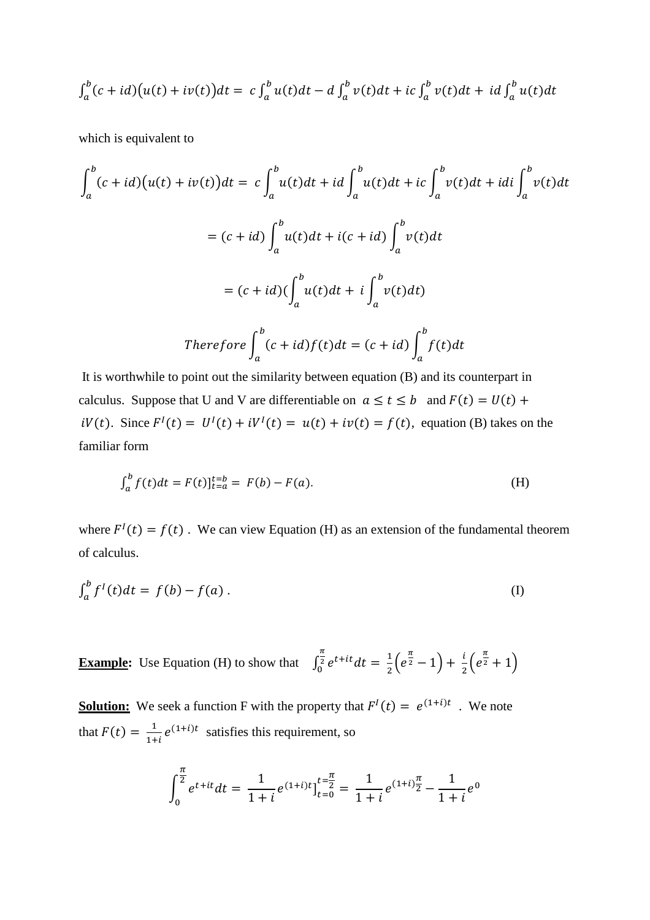$$\int_a^b (c+id)\big(u(t)+iv(t)\big)dt = c\int_a^b u(t)dt - d\int_a^b v(t)dt + ic\int_a^b v(t)dt + id\int_a^b u(t)dt$$

which is equivalent to

$$\int_a^b (c+id)\big(u(t)+iv(t)\big)dt = c\int_a^b u(t)dt + id\int_a^b u(t)dt + ic\int_a^b v(t)dt + idi\int_a^b v(t)dt$$

$$= (c+id)\int_a^b u(t)dt + i(c+id)\int_a^b v(t)dt$$

$$= (c+id)(\int_a^b u(t)dt + i\int_a^b v(t)dt)$$

$$Therefore \int_a^b (c+id)f(t)dt = (c+id)\int_a^b f(t)dt$$

It is worthwhile to point out the similarity between equation (B) and its counterpart in calculus. Suppose that U and V are differentiable on $a \le t \le b$ and $F(t) = U(t) + iV(t)$. Since $F^I(t) = U^I(t) + iV^I(t) = u(t) + iv(t) = f(t)$, equation (B) takes on the familiar form

$$\int_a^b f(t)dt = F(t)]_{t=a}^{t=b} = F(b) - F(a). \quad \text{(H)}$$

where $F^I(t) = f(t)$ . We can view Equation (H) as an extension of the fundamental theorem of calculus.

$$\int_a^b f^I(t)dt = f(b) - f(a) . \quad \text{(I)}$$

**Example:** Use Equation (H) to show that $\int_0^{\frac{\pi}{2}} e^{t+it}dt = \frac{1}{2}\left(e^{\frac{\pi}{2}} - 1\right) + \frac{i}{2}\left(e^{\frac{\pi}{2}} + 1\right)$

**Solution:** We seek a function F with the property that $F^I(t) = e^{(1+i)t}$ . We note that $F(t) = \frac{1}{1+i}e^{(1+i)t}$ satisfies this requirement, so

$$\int_0^{\frac{\pi}{2}} e^{t+it}dt = \frac{1}{1+i}e^{(1+i)t}]_{t=0}^{t=\frac{\pi}{2}} = \frac{1}{1+i}e^{(1+i)\frac{\pi}{2}} - \frac{1}{1+i}e^{0}$$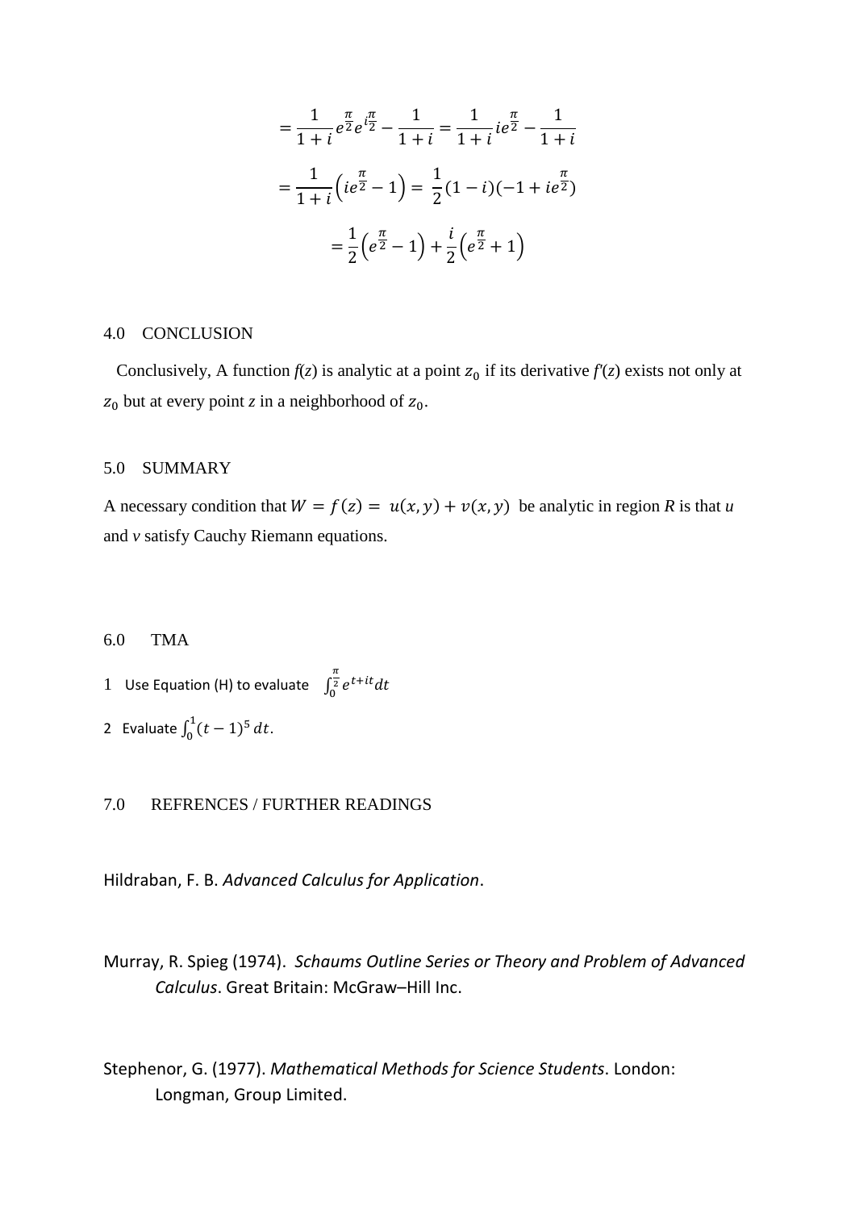$$= \frac{1}{1+i} e^{\frac{\pi}{2}} e^{i\frac{\pi}{2}} - \frac{1}{1+i} = \frac{1}{1+i} i e^{\frac{\pi}{2}} - \frac{1}{1+i}$$

$$= \frac{1}{1+i}\left(ie^{\frac{\pi}{2}} - 1\right) = \frac{1}{2}(1-i)(-1+ie^{\frac{\pi}{2}})$$

$$= \frac{1}{2}\left(e^{\frac{\pi}{2}} - 1\right) + \frac{i}{2}\left(e^{\frac{\pi}{2}} + 1\right)$$

## 4.0 CONCLUSION

Conclusively, A function $f(z)$ is analytic at a point $z_0$ if its derivative $f'(z)$ exists not only at $z_0$ but at every point $z$ in a neighborhood of $z_0$.

## 5.0 SUMMARY

A necessary condition that $W = f(z) = u(x,y) + v(x,y)$ be analytic in region $R$ is that $u$ and $v$ satisfy Cauchy Riemann equations.

## 6.0 TMA

1. Use Equation (H) to evaluate $\int_0^{\frac{\pi}{2}} e^{t+it} dt$
2. Evaluate $\int_0^1 (t-1)^5 \, dt$.

## 7.0 REFRENCES / FURTHER READINGS

Hildraban, F. B. *Advanced Calculus for Application*.

Murray, R. Spieg (1974). *Schaums Outline Series or Theory and Problem of Advanced Calculus*. Great Britain: McGraw–Hill Inc.

Stephenor, G. (1977). *Mathematical Methods for Science Students*. London: Longman, Group Limited.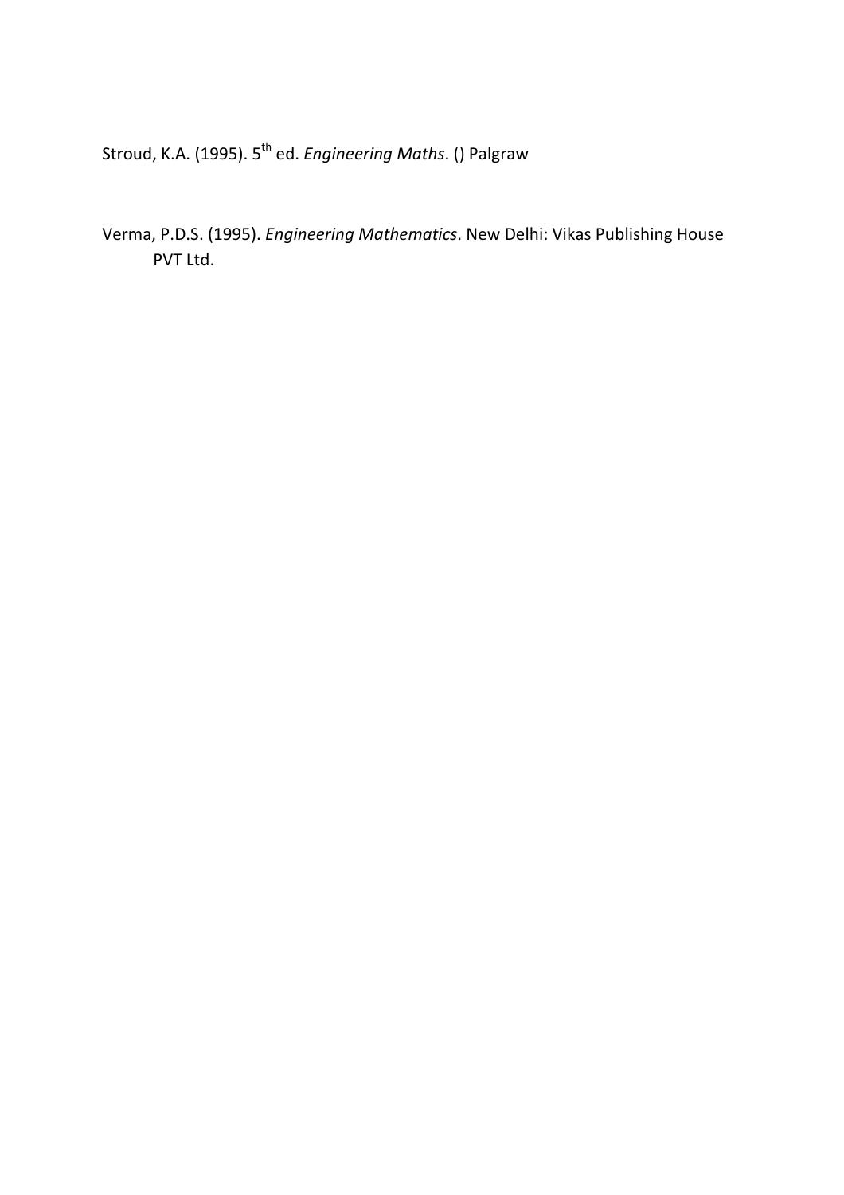Stroud, K.A. (1995). 5th ed. *Engineering Maths*. () Palgraw

Verma, P.D.S. (1995). *Engineering Mathematics*. New Delhi: Vikas Publishing House PVT Ltd.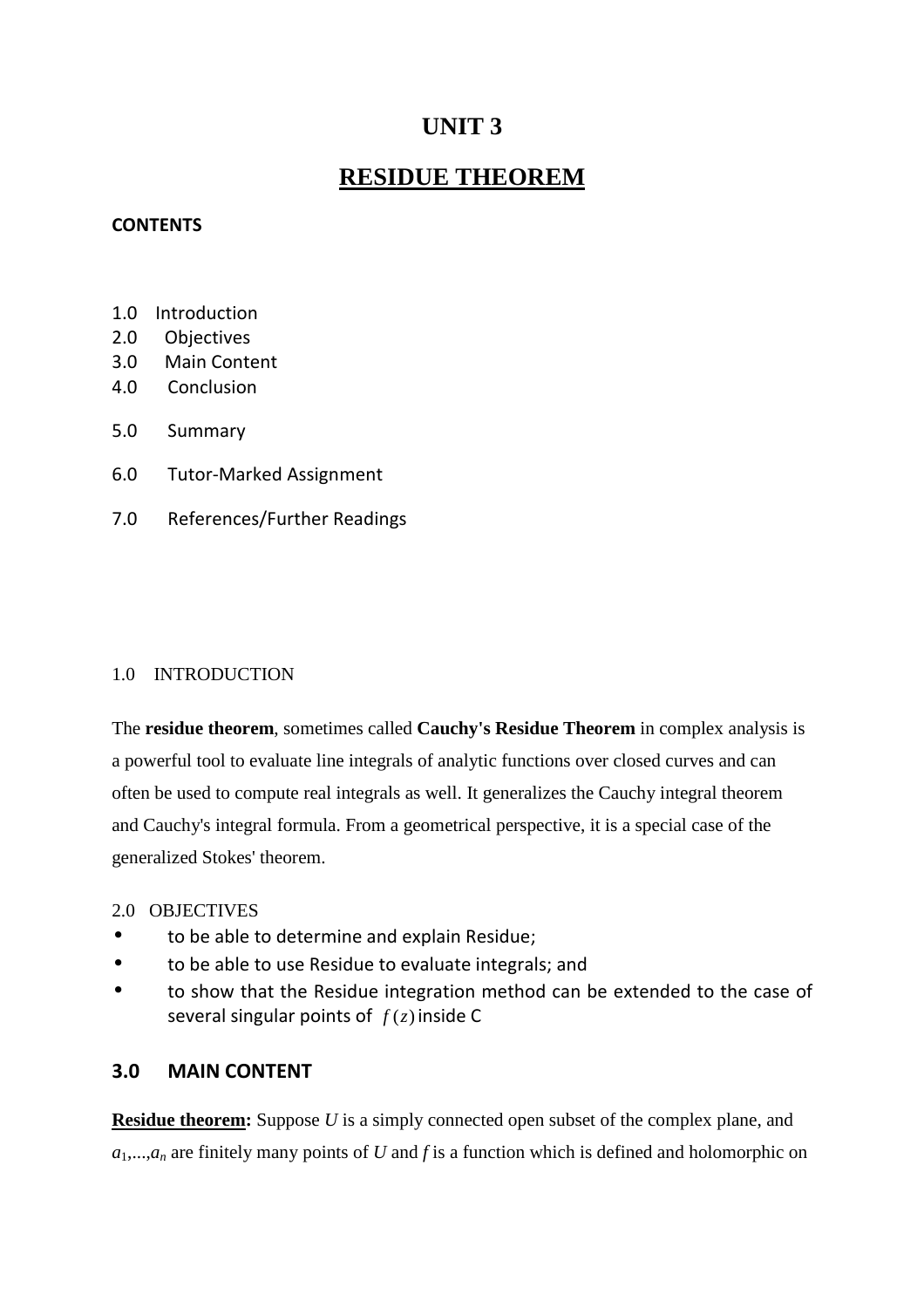# UNIT 3

## RESIDUE THEOREM

**CONTENTS**

1.0 Introduction
2.0 Objectives
3.0 Main Content
4.0 Conclusion
5.0 Summary
6.0 Tutor-Marked Assignment
7.0 References/Further Readings

1.0 INTRODUCTION

The **residue theorem**, sometimes called **Cauchy's Residue Theorem** in complex analysis is a powerful tool to evaluate line integrals of analytic functions over closed curves and can often be used to compute real integrals as well. It generalizes the Cauchy integral theorem and Cauchy's integral formula. From a geometrical perspective, it is a special case of the generalized Stokes' theorem.

2.0 OBJECTIVES

- to be able to determine and explain Residue;
- to be able to use Residue to evaluate integrals; and
- to show that the Residue integration method can be extended to the case of several singular points of $f(z)$ inside C

## 3.0 MAIN CONTENT

**Residue theorem:** Suppose $U$ is a simply connected open subset of the complex plane, and $a_1,...,a_n$ are finitely many points of $U$ and $f$ is a function which is defined and holomorphic on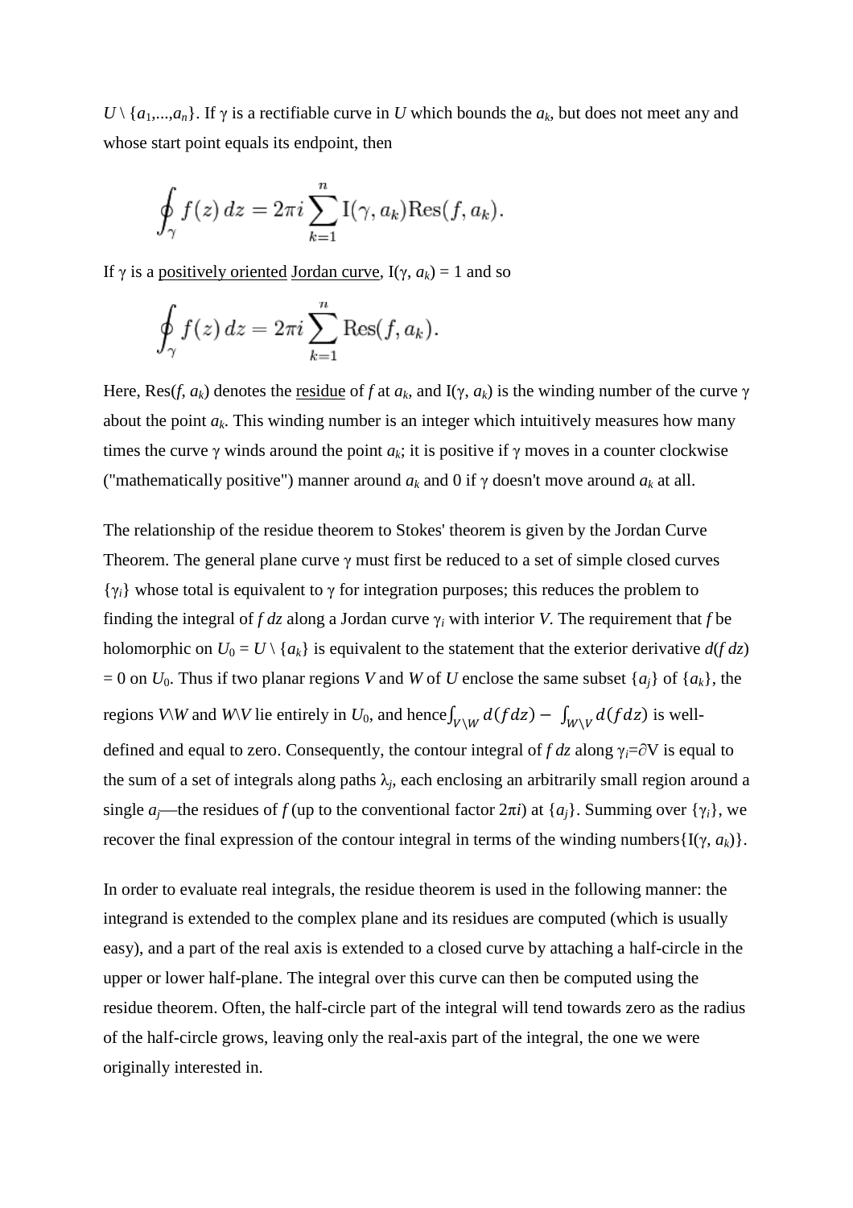$U \setminus \{a_1,...,a_n\}$. If γ is a rectifiable curve in $U$ which bounds the $a_k$, but does not meet any and whose start point equals its endpoint, then

$$\oint_\gamma f(z)\,dz = 2\pi i \sum_{k=1}^{n} \mathrm{I}(\gamma, a_k)\mathrm{Res}(f, a_k).$$

If γ is a positively oriented Jordan curve, $\mathrm{I}(\gamma, a_k) = 1$ and so

$$\oint_\gamma f(z)\,dz = 2\pi i \sum_{k=1}^{n} \mathrm{Res}(f, a_k).$$

Here, $\mathrm{Res}(f, a_k)$ denotes the residue of $f$ at $a_k$, and $\mathrm{I}(\gamma, a_k)$ is the winding number of the curve γ about the point $a_k$. This winding number is an integer which intuitively measures how many times the curve γ winds around the point $a_k$; it is positive if γ moves in a counter clockwise ("mathematically positive") manner around $a_k$ and 0 if γ doesn't move around $a_k$ at all.

The relationship of the residue theorem to Stokes' theorem is given by the Jordan Curve Theorem. The general plane curve γ must first be reduced to a set of simple closed curves $\{\gamma_i\}$ whose total is equivalent to γ for integration purposes; this reduces the problem to finding the integral of $f\,dz$ along a Jordan curve $\gamma_i$ with interior $V$. The requirement that $f$ be holomorphic on $U_0 = U \setminus \{a_k\}$ is equivalent to the statement that the exterior derivative $d(f\,dz) = 0$ on $U_0$. Thus if two planar regions $V$ and $W$ of $U$ enclose the same subset $\{a_j\}$ of $\{a_k\}$, the regions $V\setminus W$ and $W\setminus V$ lie entirely in $U_0$, and hence $\int_{V\setminus W} d(f dz) - \int_{W\setminus V} d(f dz)$ is well-defined and equal to zero. Consequently, the contour integral of $f\,dz$ along $\gamma_i = \partial V$ is equal to the sum of a set of integrals along paths $\lambda_j$, each enclosing an arbitrarily small region around a single $a_j$—the residues of $f$ (up to the conventional factor $2\pi i$) at $\{a_j\}$. Summing over $\{\gamma_i\}$, we recover the final expression of the contour integral in terms of the winding numbers$\{\mathrm{I}(\gamma, a_k)\}$.

In order to evaluate real integrals, the residue theorem is used in the following manner: the integrand is extended to the complex plane and its residues are computed (which is usually easy), and a part of the real axis is extended to a closed curve by attaching a half-circle in the upper or lower half-plane. The integral over this curve can then be computed using the residue theorem. Often, the half-circle part of the integral will tend towards zero as the radius of the half-circle grows, leaving only the real-axis part of the integral, the one we were originally interested in.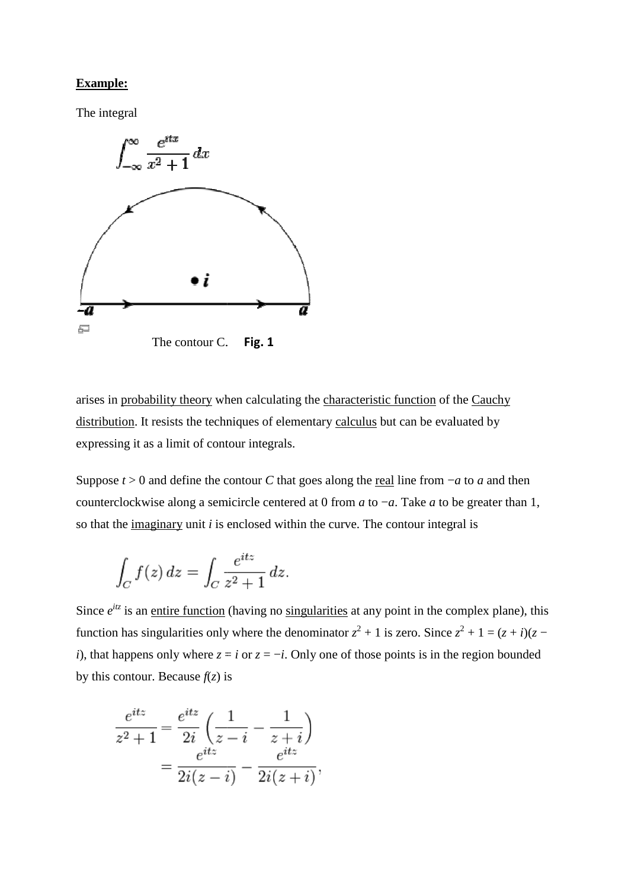**Example:**

The integral

$$\int_{-\infty}^{\infty} \frac{e^{itx}}{x^2+1}\,dx$$

The contour C. **Fig. 1**

arises in probability theory when calculating the characteristic function of the Cauchy distribution. It resists the techniques of elementary calculus but can be evaluated by expressing it as a limit of contour integrals.

Suppose $t > 0$ and define the contour $C$ that goes along the real line from $-a$ to $a$ and then counterclockwise along a semicircle centered at 0 from $a$ to $-a$. Take $a$ to be greater than 1, so that the imaginary unit $i$ is enclosed within the curve. The contour integral is

$$\int_C f(z)\,dz = \int_C \frac{e^{itz}}{z^2+1}\,dz.$$

Since $e^{itz}$ is an entire function (having no singularities at any point in the complex plane), this function has singularities only where the denominator $z^2 + 1$ is zero. Since $z^2 + 1 = (z + i)(z - i)$, that happens only where $z = i$ or $z = -i$. Only one of those points is in the region bounded by this contour. Because $f(z)$ is

$$\begin{aligned}\frac{e^{itz}}{z^2+1} &= \frac{e^{itz}}{2i}\left(\frac{1}{z-i} - \frac{1}{z+i}\right) \\ &= \frac{e^{itz}}{2i(z-i)} - \frac{e^{itz}}{2i(z+i)},\end{aligned}$$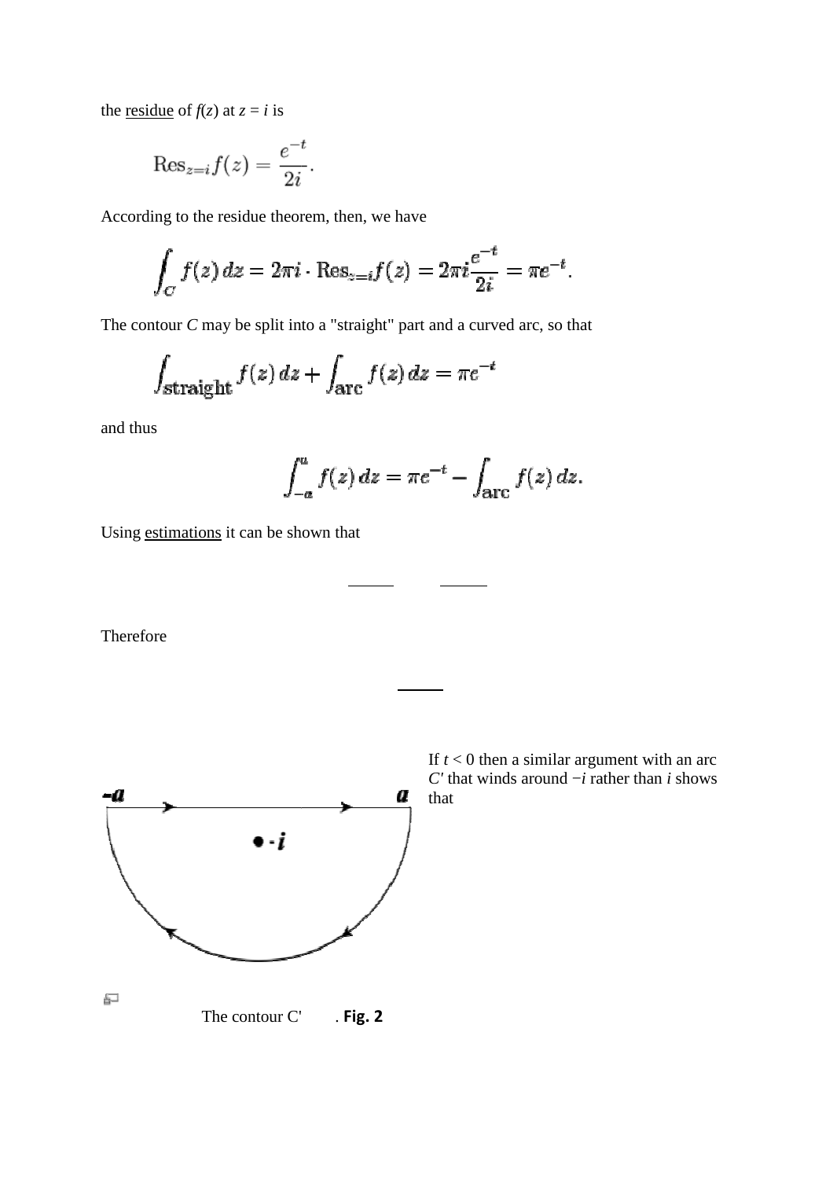the residue of $f(z)$ at $z = i$ is

$$\mathrm{Res}_{z=i} f(z) = \frac{e^{-t}}{2i}.$$

According to the residue theorem, then, we have

$$\int_C f(z)\,dz = 2\pi i \cdot \mathrm{Res}_{z=i} f(z) = 2\pi i \frac{e^{-t}}{2i} = \pi e^{-t}.$$

The contour $C$ may be split into a "straight" part and a curved arc, so that

$$\int_{\mathrm{straight}} f(z)\,dz + \int_{\mathrm{arc}} f(z)\,dz = \pi e^{-t}$$

and thus

$$\int_{-a}^{a} f(z)\,dz = \pi e^{-t} - \int_{\mathrm{arc}} f(z)\,dz.$$

Using estimations it can be shown that

Therefore

If $t < 0$ then a similar argument with an arc $C'$ that winds around $-i$ rather than $i$ shows that

The contour C' . **Fig. 2**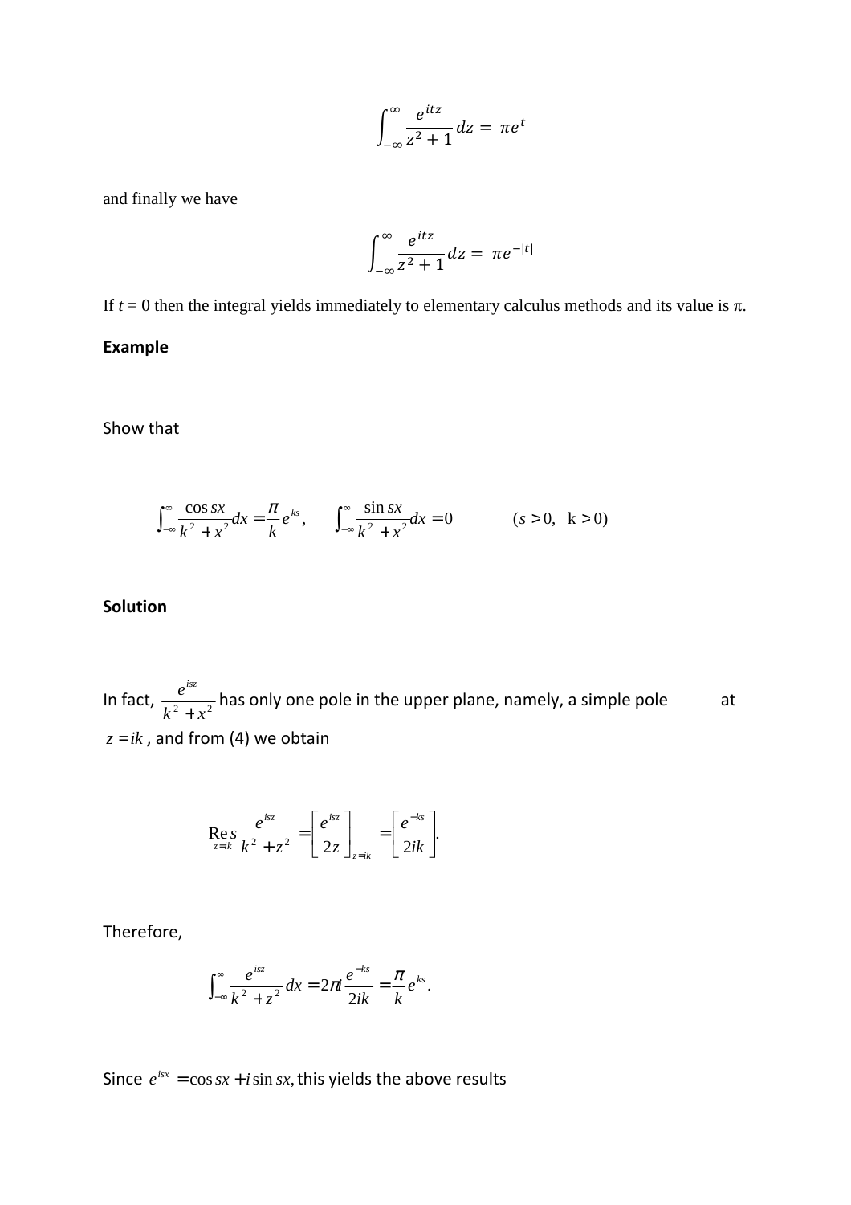$$\int_{-\infty}^{\infty} \frac{e^{itz}}{z^2+1} dz = \pi e^{t}$$

and finally we have

$$\int_{-\infty}^{\infty} \frac{e^{itz}}{z^2+1} dz = \pi e^{-|t|}$$

If $t = 0$ then the integral yields immediately to elementary calculus methods and its value is π.

**Example**

Show that

$$\int_{-\infty}^{\infty} \frac{\cos sx}{k^2+x^2} dx = \frac{\pi}{k} e^{ks}, \qquad \int_{-\infty}^{\infty} \frac{\sin sx}{k^2+x^2} dx = 0 \qquad (s > 0, \ \ k > 0)$$

**Solution**

In fact, $\frac{e^{isz}}{k^2+x^2}$ has only one pole in the upper plane, namely, a simple pole at $z = ik$, and from (4) we obtain

$$\operatorname*{Res}_{z=ik} \frac{e^{isz}}{k^2+z^2} = \left[\frac{e^{isz}}{2z}\right]_{z=ik} = \left[\frac{e^{-ks}}{2ik}\right].$$

Therefore,

$$\int_{-\infty}^{\infty} \frac{e^{isz}}{k^2+z^2} dx = 2\pi i \frac{e^{-ks}}{2ik} = \frac{\pi}{k} e^{ks}.$$

Since $e^{isx} = \cos sx + i \sin sx,$ this yields the above results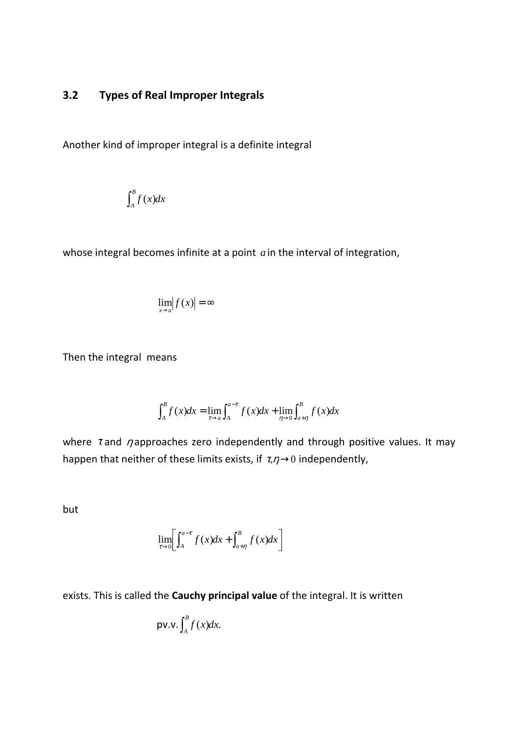## 3.2 Types of Real Improper Integrals

Another kind of improper integral is a definite integral

$$\int_A^B f(x)dx$$

whose integral becomes infinite at a point $a$ in the interval of integration,

$$\lim_{x \to a} |f(x)| = \infty$$

Then the integral means

$$\int_A^B f(x)dx = \lim_{\tau \to a} \int_A^{a-\tau} f(x)dx + \lim_{\eta \to 0} \int_{a+\eta}^B f(x)dx$$

where $\tau$ and $\eta$ approaches zero independently and through positive values. It may happen that neither of these limits exists, if $\tau, \eta \to 0$ independently,

but

$$\lim_{\tau \to 0} \left[ \int_A^{a-\tau} f(x)dx + \int_{a+\eta}^B f(x)dx \right]$$

exists. This is called the **Cauchy principal value** of the integral. It is written

$$\text{pv.v.} \int_A^B f(x)dx.$$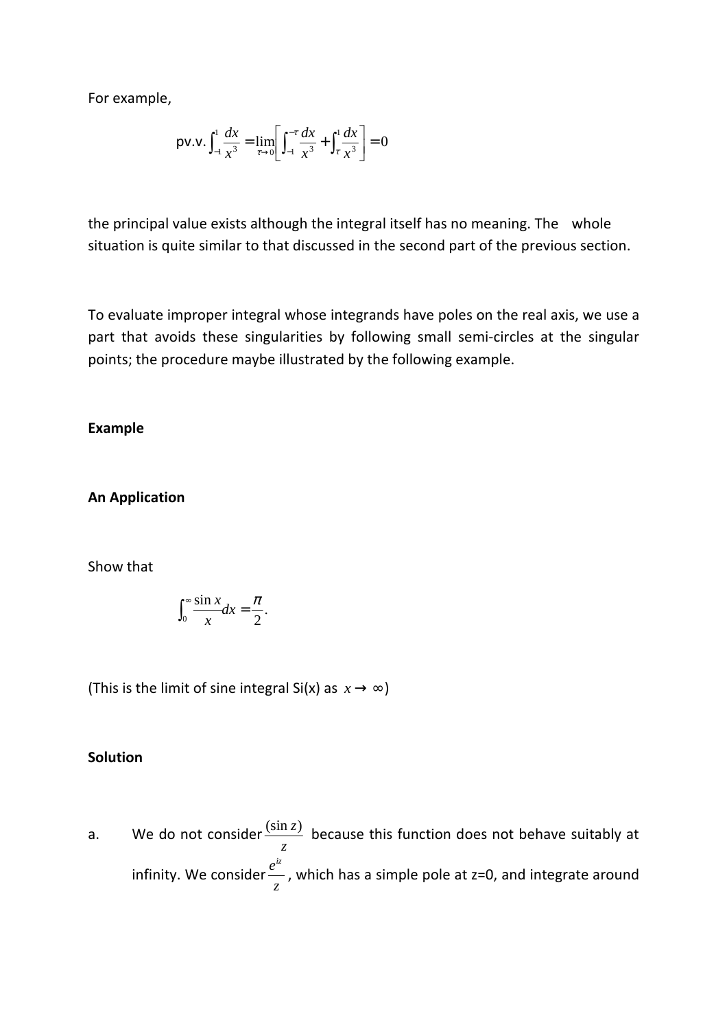For example,

$$\text{pv.v.} \int_{-1}^{1} \frac{dx}{x^3} = \lim_{\tau \to 0} \left[ \int_{-1}^{-\tau} \frac{dx}{x^3} + \int_{\tau}^{1} \frac{dx}{x^3} \right] = 0$$

the principal value exists although the integral itself has no meaning. The whole situation is quite similar to that discussed in the second part of the previous section.

To evaluate improper integral whose integrands have poles on the real axis, we use a part that avoids these singularities by following small semi-circles at the singular points; the procedure maybe illustrated by the following example.

**Example**

**An Application**

Show that

$$\int_{0}^{\infty} \frac{\sin x}{x} dx = \frac{\pi}{2}.$$

(This is the limit of sine integral Si(x) as $x \to \infty$)

**Solution**

a. We do not consider $\frac{(\sin z)}{z}$ because this function does not behave suitably at infinity. We consider $\frac{e^{iz}}{z}$, which has a simple pole at z=0, and integrate around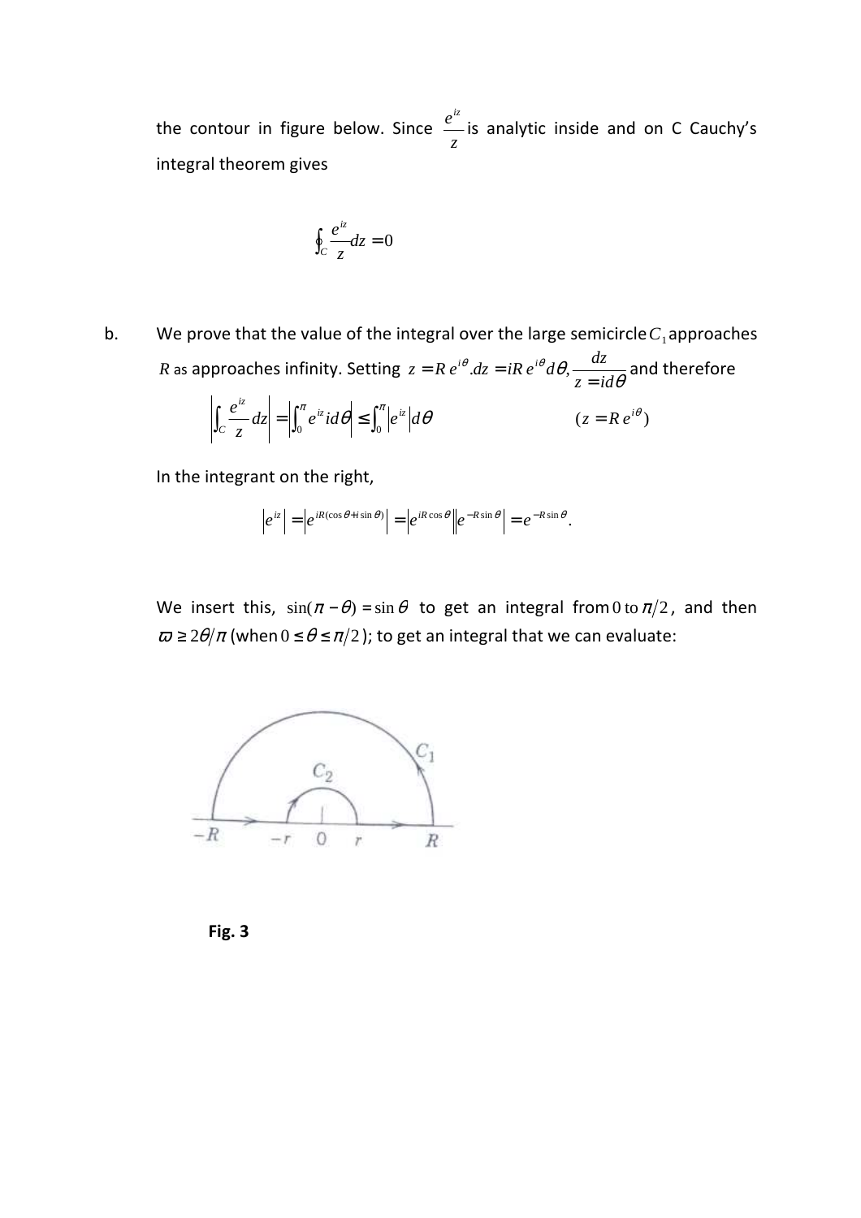the contour in figure below. Since $\frac{e^{iz}}{z}$ is analytic inside and on C Cauchy's integral theorem gives

$$\oint_C \frac{e^{iz}}{z} dz = 0$$

b. We prove that the value of the integral over the large semicircle $C_1$ approaches $R$ as approaches infinity. Setting $z = R e^{i\theta} . dz = iR e^{i\theta} d\theta, \frac{dz}{z = id\theta}$ and therefore

$$\left| \int_C \frac{e^{iz}}{z} dz \right| = \left| \int_0^{\pi} e^{iz} id\theta \right| \le \int_0^{\pi} \left| e^{iz} \right| d\theta \qquad (z = R e^{i\theta})$$

In the integrant on the right,

$$\left| e^{iz} \right| = \left| e^{iR(\cos\theta + i\sin\theta)} \right| = \left| e^{iR\cos\theta} \right| \left| e^{-R\sin\theta} \right| = e^{-R\sin\theta}.$$

We insert this, $\sin(\pi - \theta) = \sin\theta$ to get an integral from $0$ to $\pi/2$, and then $\varpi \ge 2\theta/\pi$ (when $0 \le \theta \le \pi/2$); to get an integral that we can evaluate:

Fig. 3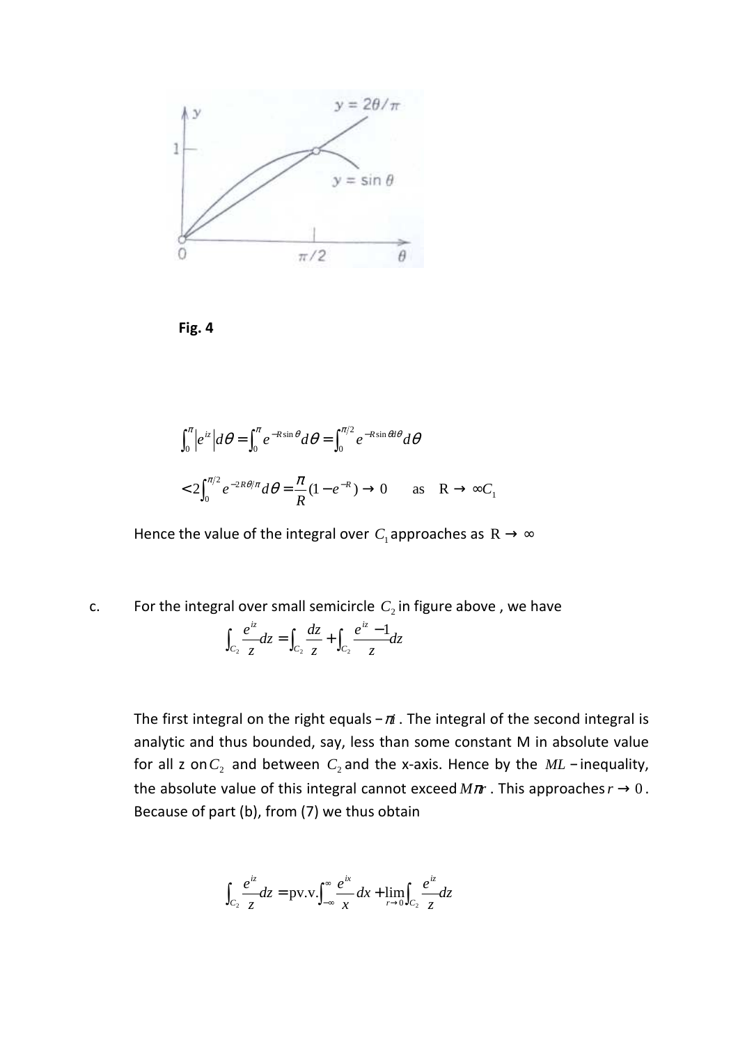**Fig. 4**

$$\int_0^{\pi} \left|e^{iz}\right| d\theta = \int_0^{\pi} e^{-R\sin\theta} d\theta = \int_0^{\pi/2} e^{-R\sin\theta\theta} d\theta$$

$$< 2\int_0^{\pi/2} e^{-2R\theta/\pi} d\theta = \frac{\pi}{R}(1 - e^{-R}) \to 0 \quad \text{as} \quad \mathrm{R} \to \infty C_1$$

Hence the value of the integral over $C_1$ approaches as $\mathrm{R} \to \infty$

c. For the integral over small semicircle $C_2$ in figure above , we have

$$\int_{C_2} \frac{e^{iz}}{z} dz = \int_{C_2} \frac{dz}{z} + \int_{C_2} \frac{e^{iz} - 1}{z} dz$$

The first integral on the right equals $-\pi i$ . The integral of the second integral is analytic and thus bounded, say, less than some constant M in absolute value for all z on $C_2$ and between $C_2$ and the x-axis. Hence by the $ML$ − inequality, the absolute value of this integral cannot exceed $M\pi r$ . This approaches $r \to 0$ . Because of part (b), from (7) we thus obtain

$$\int_{C_2} \frac{e^{iz}}{z} dz = \mathrm{pv.v.} \int_{-\infty}^{\infty} \frac{e^{ix}}{x} dx + \lim_{r \to 0} \int_{C_2} \frac{e^{iz}}{z} dz$$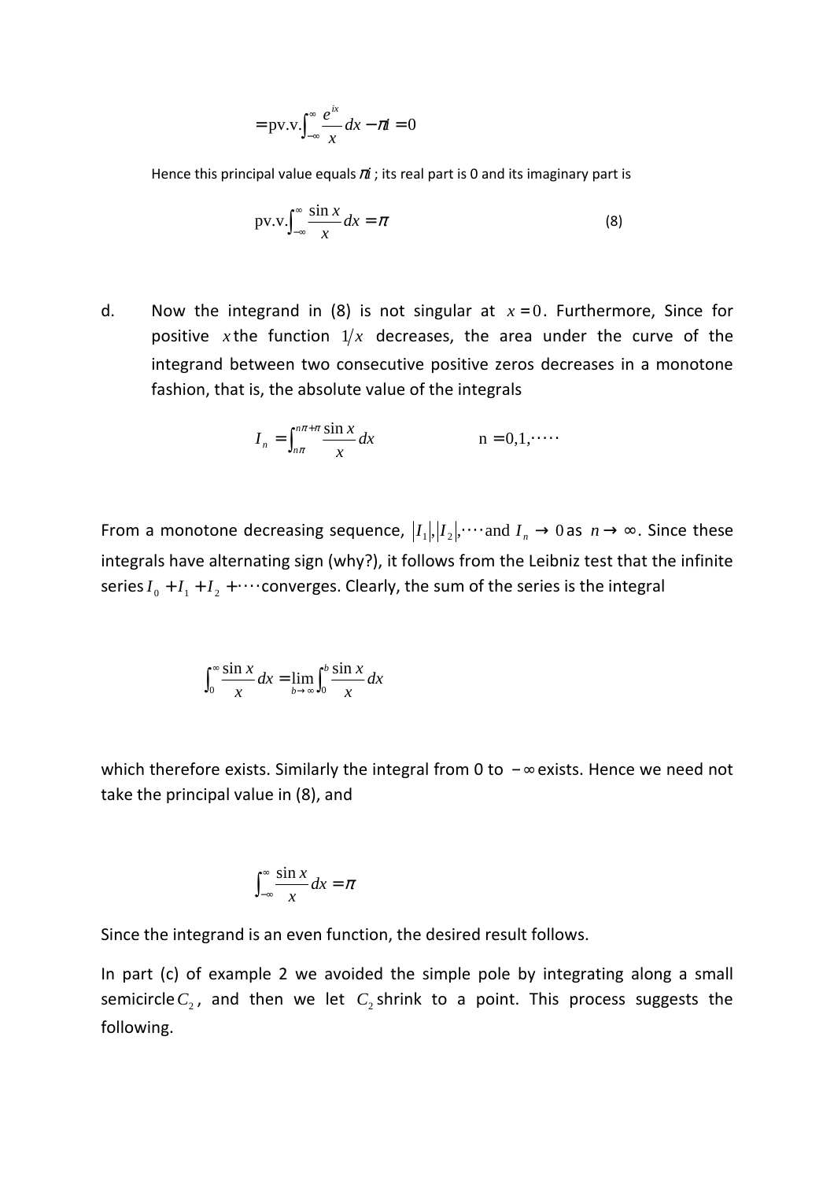$$= \text{pv.v.} \int_{-\infty}^{\infty} \frac{e^{ix}}{x} dx - \pi i = 0$$

Hence this principal value equals $\pi i$ ; its real part is 0 and its imaginary part is

$$\text{pv.v.} \int_{-\infty}^{\infty} \frac{\sin x}{x} dx = \pi \qquad (8)$$

d. Now the integrand in (8) is not singular at $x = 0$. Furthermore, Since for positive $x$ the function $1/x$ decreases, the area under the curve of the integrand between two consecutive positive zeros decreases in a monotone fashion, that is, the absolute value of the integrals

$$I_n = \int_{n\pi}^{n\pi+\pi} \frac{\sin x}{x} dx \qquad n = 0, 1, \cdots$$

From a monotone decreasing sequence, $|I_1|, |I_2|, \cdots$ and $I_n \to 0$ as $n \to \infty$. Since these integrals have alternating sign (why?), it follows from the Leibniz test that the infinite series $I_0 + I_1 + I_2 + \cdots$ converges. Clearly, the sum of the series is the integral

$$\int_0^{\infty} \frac{\sin x}{x} dx = \lim_{b \to \infty} \int_0^b \frac{\sin x}{x} dx$$

which therefore exists. Similarly the integral from 0 to $-\infty$ exists. Hence we need not take the principal value in (8), and

$$\int_{-\infty}^{\infty} \frac{\sin x}{x} dx = \pi$$

Since the integrand is an even function, the desired result follows.

In part (c) of example 2 we avoided the simple pole by integrating along a small semicircle $C_2$, and then we let $C_2$ shrink to a point. This process suggests the following.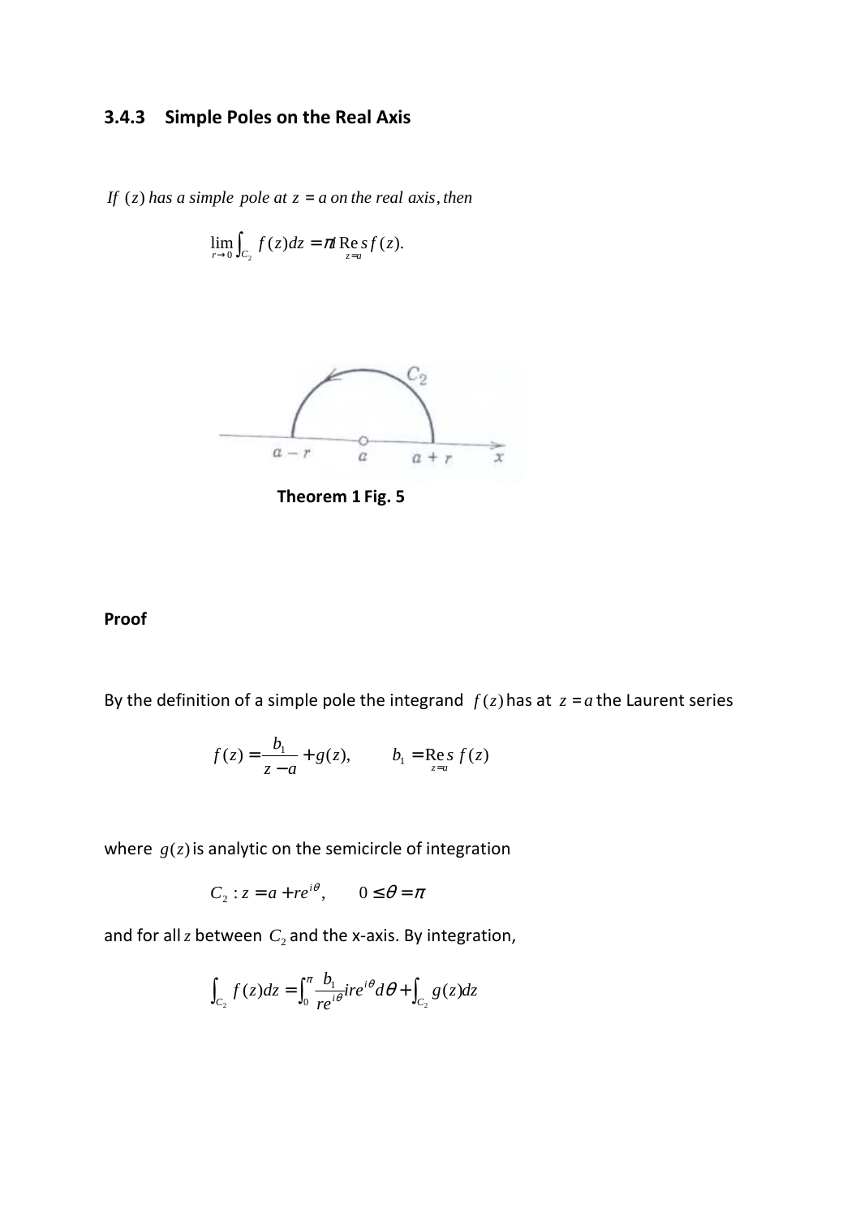### 3.4.3 Simple Poles on the Real Axis

*If $f(z)$ has a simple pole at $z = a$ on the real axis, then*

$$\lim_{r \to 0} \int_{C_2} f(z)dz = \pi i \operatorname*{Res}_{z=a} f(z).$$

**Theorem 1 Fig. 5**

**Proof**

By the definition of a simple pole the integrand $f(z)$ has at $z = a$ the Laurent series

$$f(z) = \frac{b_1}{z-a} + g(z), \qquad b_1 = \operatorname*{Res}_{z=a} f(z)$$

where $g(z)$ is analytic on the semicircle of integration

$$C_2 : z = a + re^{i\theta}, \qquad 0 \leq \theta = \pi$$

and for all $z$ between $C_2$ and the x-axis. By integration,

$$\int_{C_2} f(z)dz = \int_0^{\pi} \frac{b_1}{re^{i\theta}} ire^{i\theta} d\theta + \int_{C_2} g(z)dz$$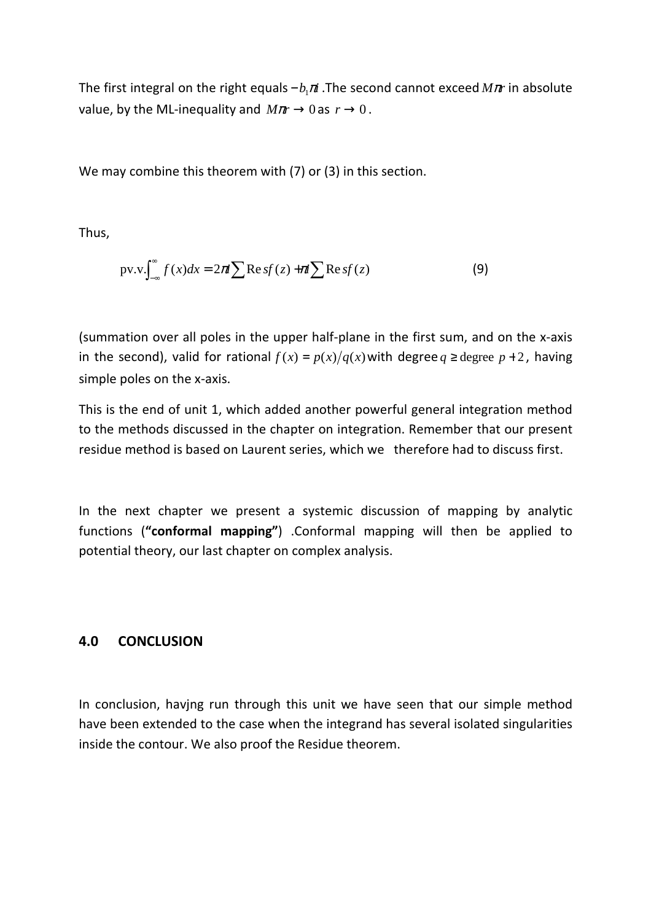The first integral on the right equals $-b_1\pi i$ .The second cannot exceed $M\pi r$ in absolute value, by the ML-inequality and $M\pi r \to 0$ as $r \to 0$.

We may combine this theorem with (7) or (3) in this section.

Thus,

$$\text{pv.v.}\int_{-\infty}^{\infty} f(x)dx = 2\pi i \sum \text{Re}\,sf(z) + \pi i \sum \text{Re}\,sf(z) \qquad (9)$$

(summation over all poles in the upper half-plane in the first sum, and on the x-axis in the second), valid for rational $f(x) = p(x)/q(x)$ with degree $q \geq \text{degree } p + 2$, having simple poles on the x-axis.

This is the end of unit 1, which added another powerful general integration method to the methods discussed in the chapter on integration. Remember that our present residue method is based on Laurent series, which we  therefore had to discuss first.

In the next chapter we present a systemic discussion of mapping by analytic functions (**"conformal mapping"**) .Conformal mapping will then be applied to potential theory, our last chapter on complex analysis.

## 4.0 CONCLUSION

In conclusion, havjng run through this unit we have seen that our simple method have been extended to the case when the integrand has several isolated singularities inside the contour. We also proof the Residue theorem.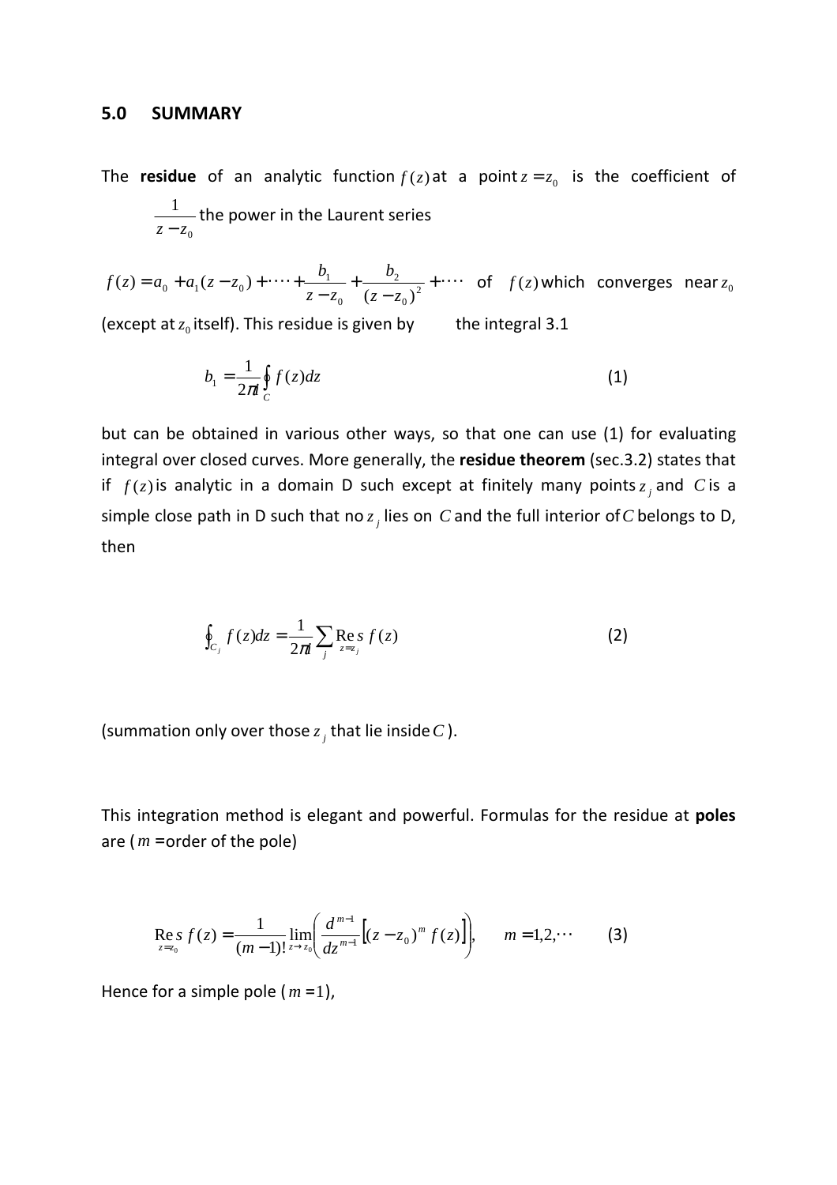## 5.0 SUMMARY

The **residue** of an analytic function $f(z)$ at a point $z = z_0$ is the coefficient of $\frac{1}{z - z_0}$ the power in the Laurent series

$f(z) = a_0 + a_1(z - z_0) + \cdots + \frac{b_1}{z - z_0} + \frac{b_2}{(z - z_0)^2} + \cdots$ of $f(z)$ which converges near $z_0$ (except at $z_0$ itself). This residue is given by the integral 3.1

$$b_1 = \frac{1}{2\pi i} \oint_C f(z)dz \qquad (1)$$

but can be obtained in various other ways, so that one can use (1) for evaluating integral over closed curves. More generally, the **residue theorem** (sec.3.2) states that if $f(z)$ is analytic in a domain D such except at finitely many points $z_j$ and $C$ is a simple close path in D such that no $z_j$ lies on $C$ and the full interior of $C$ belongs to D, then

$$\oint_{C_j} f(z)dz = \frac{1}{2\pi i} \sum_j \operatorname*{Res}_{z = z_j} f(z) \qquad (2)$$

(summation only over those $z_j$ that lie inside $C$).

This integration method is elegant and powerful. Formulas for the residue at **poles** are ($m$ =order of the pole)

$$\operatorname*{Res}_{z = z_0} f(z) = \frac{1}{(m-1)!} \lim_{z \to z_0} \left( \frac{d^{m-1}}{dz^{m-1}} \left[ (z - z_0)^m f(z) \right] \right), \qquad m = 1, 2, \cdots \qquad (3)$$

Hence for a simple pole ($m = 1$),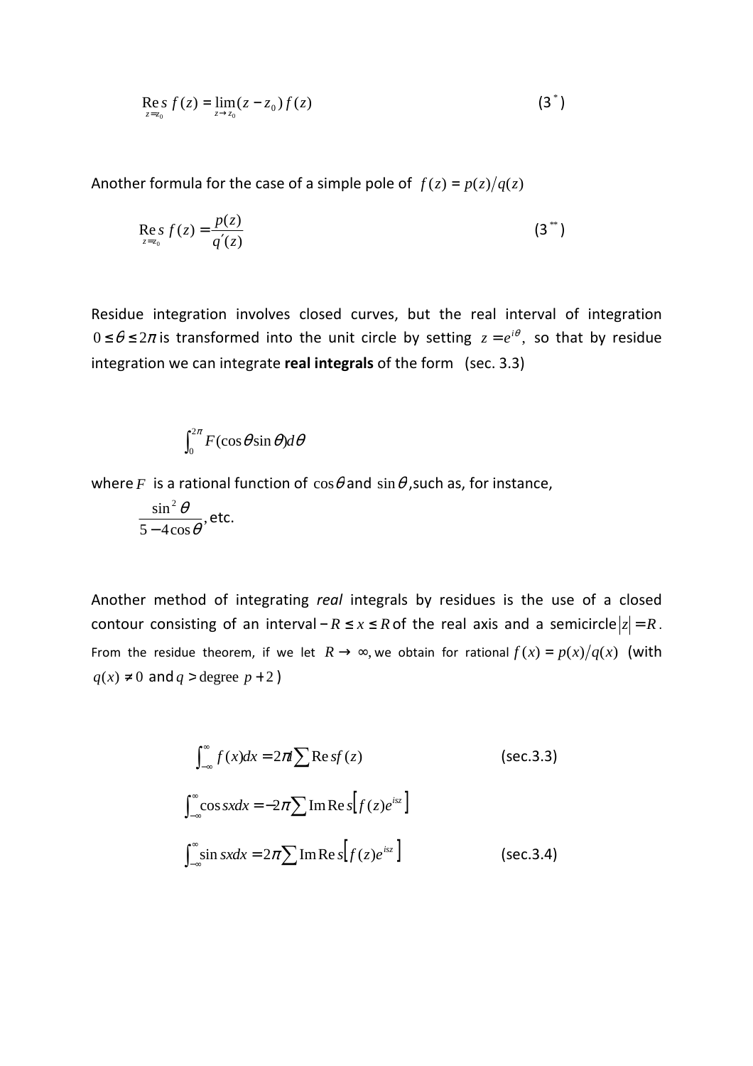$$\operatorname*{Res}_{z=z_0} f(z) = \lim_{z \to z_0} (z - z_0) f(z) \qquad (3^*)$$

Another formula for the case of a simple pole of $f(z) = p(z)/q(z)$

$$\operatorname*{Res}_{z=z_0} f(z) = \frac{p(z)}{q'(z)} \qquad (3^{**})$$

Residue integration involves closed curves, but the real interval of integration $0 \le \theta \le 2\pi$ is transformed into the unit circle by setting $z = e^{i\theta}$, so that by residue integration we can integrate **real integrals** of the form (sec. 3.3)

$$\int_0^{2\pi} F(\cos\theta \sin\theta) d\theta$$

where $F$ is a rational function of $\cos\theta$ and $\sin\theta$, such as, for instance,

$$\frac{\sin^2\theta}{5 - 4\cos\theta}, \text{ etc.}$$

Another method of integrating *real* integrals by residues is the use of a closed contour consisting of an interval $-R \le x \le R$ of the real axis and a semicircle $|z| = R$. From the residue theorem, if we let $R \to \infty$, we obtain for rational $f(x) = p(x)/q(x)$ (with $q(x) \ne 0$ and $q >$ degree $p + 2$)

$$\int_{-\infty}^{\infty} f(x) dx = 2\pi i \sum \operatorname{Res} f(z) \qquad \text{(sec.3.3)}$$

$$\int_{-\infty}^{\infty} \cos sx dx = -2\pi \sum \operatorname{Im} \operatorname{Res}\left[f(z)e^{isz}\right]$$

$$\int_{-\infty}^{\infty} \sin sx dx = 2\pi \sum \operatorname{Im} \operatorname{Res}\left[f(z)e^{isz}\right] \qquad \text{(sec.3.4)}$$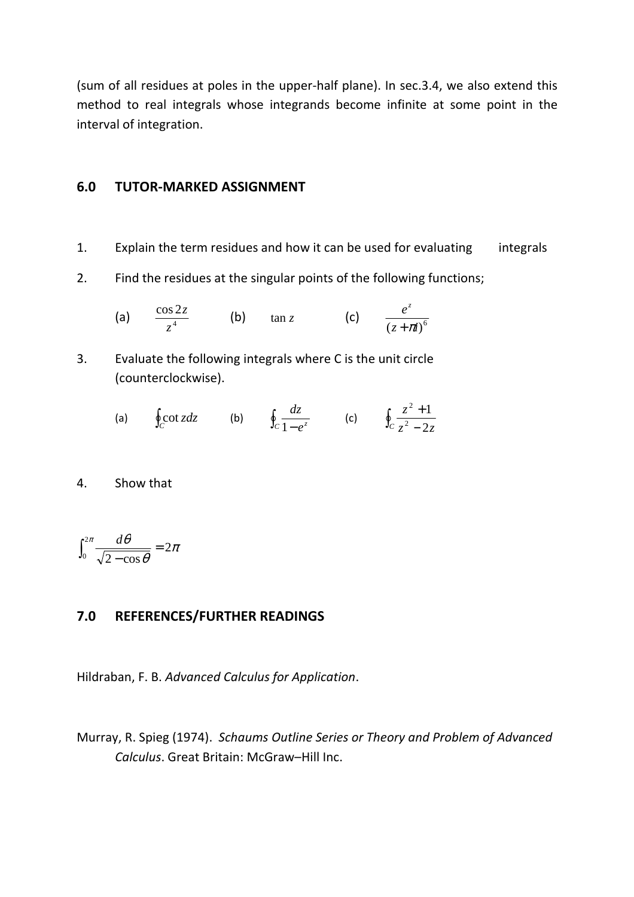(sum of all residues at poles in the upper-half plane). In sec.3.4, we also extend this method to real integrals whose integrands become infinite at some point in the interval of integration.

## 6.0 TUTOR-MARKED ASSIGNMENT

1. Explain the term residues and how it can be used for evaluating integrals

2. Find the residues at the singular points of the following functions;

   (a) $\dfrac{\cos 2z}{z^4}$ (b) $\tan z$ (c) $\dfrac{e^z}{(z+\pi i)^6}$

3. Evaluate the following integrals where C is the unit circle (counterclockwise).

   (a) $\oint_C \cot z dz$ (b) $\oint_C \dfrac{dz}{1-e^z}$ (c) $\oint_C \dfrac{z^2+1}{z^2-2z}$

4. Show that

$$\int_0^{2\pi} \frac{d\theta}{\sqrt{2-\cos\theta}} = 2\pi$$

## 7.0 REFERENCES/FURTHER READINGS

Hildraban, F. B. *Advanced Calculus for Application*.

Murray, R. Spieg (1974). *Schaums Outline Series or Theory and Problem of Advanced Calculus*. Great Britain: McGraw–Hill Inc.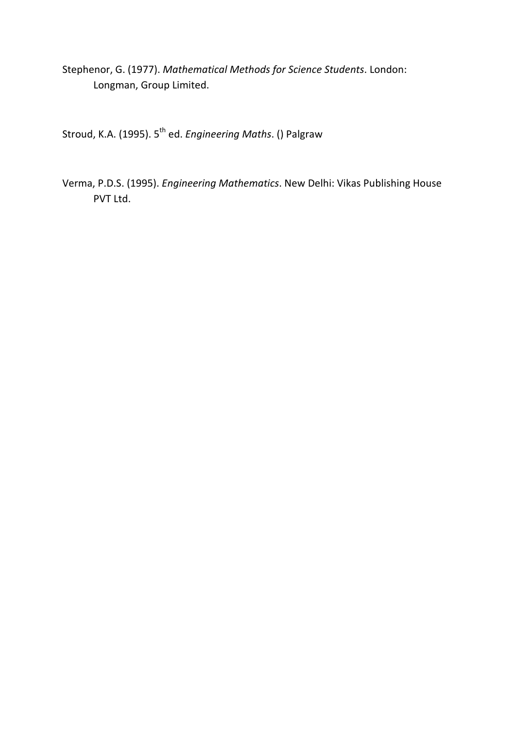Stephenor, G. (1977). *Mathematical Methods for Science Students*. London: Longman, Group Limited.

Stroud, K.A. (1995). 5th ed. *Engineering Maths*. () Palgraw

Verma, P.D.S. (1995). *Engineering Mathematics*. New Delhi: Vikas Publishing House PVT Ltd.